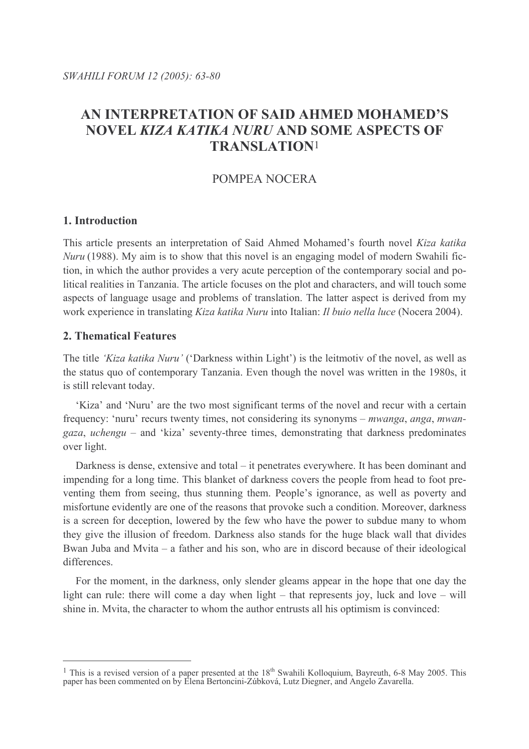# AN INTERPRETATION OF SAID AHMED MOHAMED'S NOVEL *KIZA KATIKA NURU* AND SOME ASPECTS OF TRANSLATION[1]

POMPEA NOCERA

## 1. Introduction

This article presents an interpretation of Said Ahmed Mohamed's fourth novel *Kiza katika Nuru* (1988). My aim is to show that this novel is an engaging model of modern Swahili fiction, in which the author provides a very acute perception of the contemporary social and political realities in Tanzania. The article focuses on the plot and characters, and will touch some aspects of language usage and problems of translation. The latter aspect is derived from my work experience in translating *Kiza katika Nuru* into Italian: *Il buio nella luce* (Nocera 2004).

## 2. Thematical Features

The title *'Kiza katika Nuru'* ('Darkness within Light') is the leitmotiv of the novel, as well as the status quo of contemporary Tanzania. Even though the novel was written in the 1980s, it is still relevant today.

'Kiza' and 'Nuru' are the two most significant terms of the novel and recur with a certain frequency: 'nuru' recurs twenty times, not considering its synonyms – *mwanga*, *anga*, *mwangaza*, *uchengu* – and 'kiza' seventy-three times, demonstrating that darkness predominates over light.

Darkness is dense, extensive and total – it penetrates everywhere. It has been dominant and impending for a long time. This blanket of darkness covers the people from head to foot preventing them from seeing, thus stunning them. People's ignorance, as well as poverty and misfortune evidently are one of the reasons that provoke such a condition. Moreover, darkness is a screen for deception, lowered by the few who have the power to subdue many to whom they give the illusion of freedom. Darkness also stands for the huge black wall that divides Bwan Juba and Mvita – a father and his son, who are in discord because of their ideological differences.

For the moment, in the darkness, only slender gleams appear in the hope that one day the light can rule: there will come a day when light – that represents joy, luck and love – will shine in. Mvita, the character to whom the author entrusts all his optimism is convinced:

---

[1] This is a revised version of a paper presented at the 18th Swahili Kolloquium, Bayreuth, 6-8 May 2005. This paper has been commented on by Elena Bertoncini-Zúbková, Lutz Diegner, and Angelo Zavarella.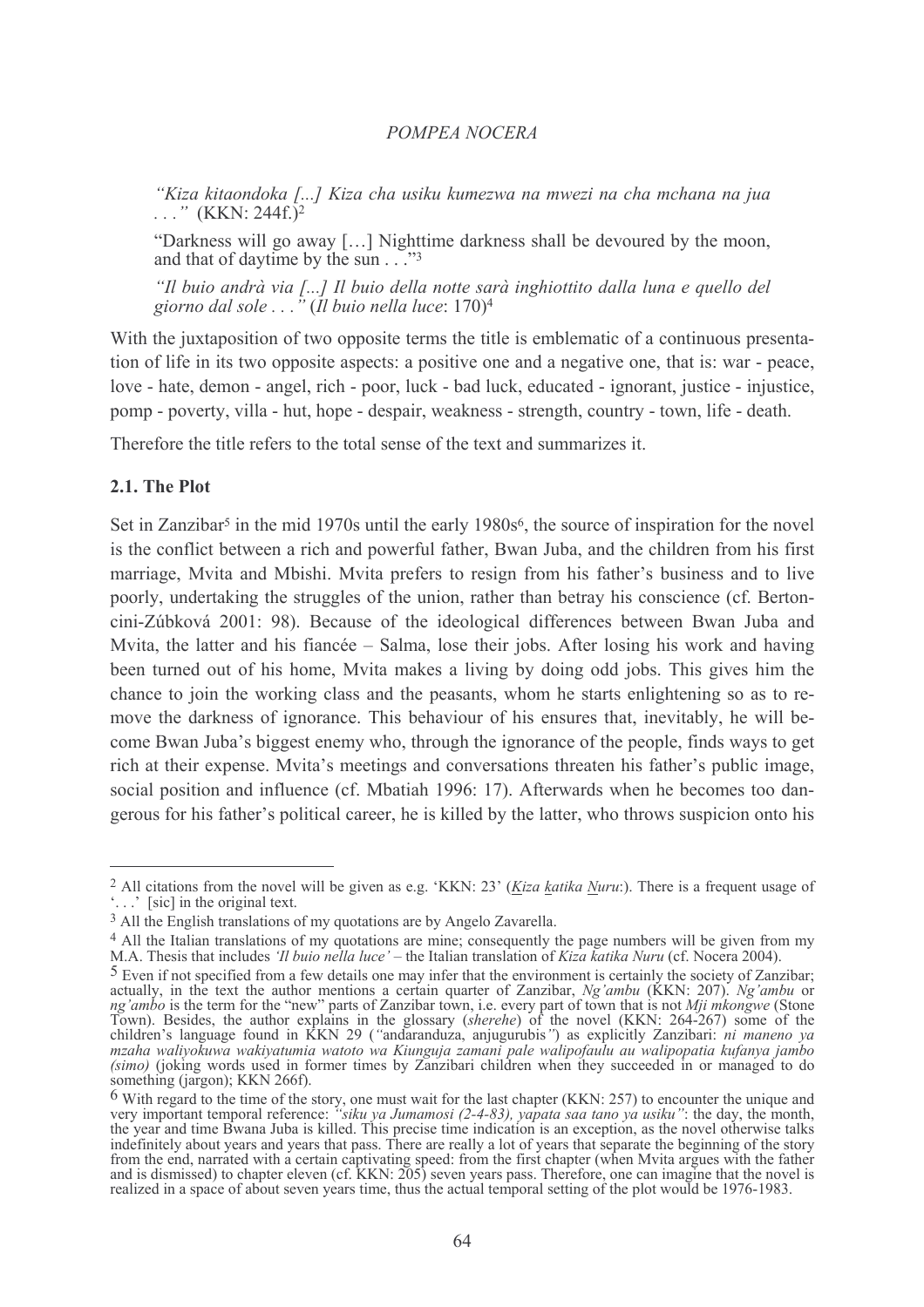*"Kiza kitaondoka [...] Kiza cha usiku kumezwa na mwezi na cha mchana na jua . . ."* (KKN: 244f.)[2]

"Darkness will go away […] Nighttime darkness shall be devoured by the moon, and that of daytime by the sun . . ."[3]

*"Il buio andrà via [...] Il buio della notte sarà inghiottito dalla luna e quello del giorno dal sole . . ."* (*Il buio nella luce*: 170)[4]

With the juxtaposition of two opposite terms the title is emblematic of a continuous presentation of life in its two opposite aspects: a positive one and a negative one, that is: war - peace, love - hate, demon - angel, rich - poor, luck - bad luck, educated - ignorant, justice - injustice, pomp - poverty, villa - hut, hope - despair, weakness - strength, country - town, life - death.

Therefore the title refers to the total sense of the text and summarizes it.

### 2.1. The Plot

Set in Zanzibar[5] in the mid 1970s until the early 1980s[6], the source of inspiration for the novel is the conflict between a rich and powerful father, Bwan Juba, and the children from his first marriage, Mvita and Mbishi. Mvita prefers to resign from his father's business and to live poorly, undertaking the struggles of the union, rather than betray his conscience (cf. Bertoncini-Zúbková 2001: 98). Because of the ideological differences between Bwan Juba and Mvita, the latter and his fiancée – Salma, lose their jobs. After losing his work and having been turned out of his home, Mvita makes a living by doing odd jobs. This gives him the chance to join the working class and the peasants, whom he starts enlightening so as to remove the darkness of ignorance. This behaviour of his ensures that, inevitably, he will become Bwan Juba's biggest enemy who, through the ignorance of the people, finds ways to get rich at their expense. Mvita's meetings and conversations threaten his father's public image, social position and influence (cf. Mbatiah 1996: 17). Afterwards when he becomes too dangerous for his father's political career, he is killed by the latter, who throws suspicion onto his

---

[2] All citations from the novel will be given as e.g. 'KKN: 23' (*Kiza katika Nuru*:). There is a frequent usage of '. . .' [sic] in the original text.

[3] All the English translations of my quotations are by Angelo Zavarella.

[4] All the Italian translations of my quotations are mine; consequently the page numbers will be given from my M.A. Thesis that includes *'Il buio nella luce'* – the Italian translation of *Kiza katika Nuru* (cf. Nocera 2004).

[5] Even if not specified from a few details one may infer that the environment is certainly the society of Zanzibar; actually, in the text the author mentions a certain quarter of Zanzibar, *Ng'ambu* (KKN: 207). *Ng'ambu* or *ng'ambo* is the term for the "new" parts of Zanzibar town, i.e. every part of town that is not *Mji mkongwe* (Stone Town). Besides, the author explains in the glossary (*sherehe*) of the novel (KKN: 264-267) some of the children's language found in KKN 29 (*"*andaranduza, anjugurubis*"*) as explicitly Zanzibari: *ni maneno ya mzaha waliyokuwa wakiyatumia watoto wa Kiunguja zamani pale walipofaulu au walipopatia kufanya jambo (simo)* (joking words used in former times by Zanzibari children when they succeeded in or managed to do something (jargon); KKN 266f).

[6] With regard to the time of the story, one must wait for the last chapter (KKN: 257) to encounter the unique and very important temporal reference: *"siku ya Jumamosi (2-4-83), yapata saa tano ya usiku"*: the day, the month, the year and time Bwana Juba is killed. This precise time indication is an exception, as the novel otherwise talks indefinitely about years and years that pass. There are really a lot of years that separate the beginning of the story from the end, narrated with a certain captivating speed: from the first chapter (when Mvita argues with the father and is dismissed) to chapter eleven (cf. KKN: 205) seven years pass. Therefore, one can imagine that the novel is realized in a space of about seven years time, thus the actual temporal setting of the plot would be 1976-1983.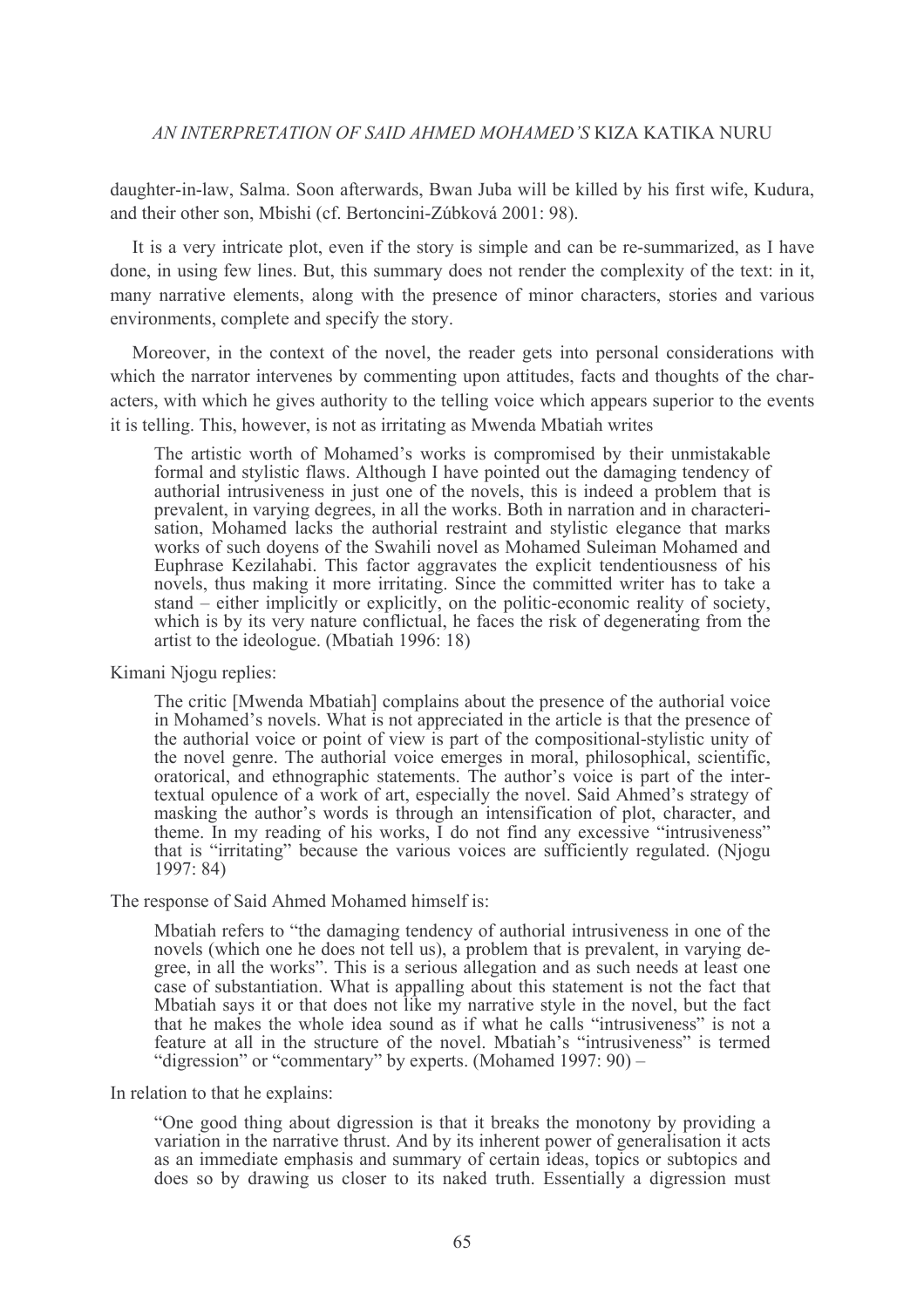daughter-in-law, Salma. Soon afterwards, Bwan Juba will be killed by his first wife, Kudura, and their other son, Mbishi (cf. Bertoncini-Zúbková 2001: 98).

It is a very intricate plot, even if the story is simple and can be re-summarized, as I have done, in using few lines. But, this summary does not render the complexity of the text: in it, many narrative elements, along with the presence of minor characters, stories and various environments, complete and specify the story.

Moreover, in the context of the novel, the reader gets into personal considerations with which the narrator intervenes by commenting upon attitudes, facts and thoughts of the characters, with which he gives authority to the telling voice which appears superior to the events it is telling. This, however, is not as irritating as Mwenda Mbatiah writes

> The artistic worth of Mohamed's works is compromised by their unmistakable formal and stylistic flaws. Although I have pointed out the damaging tendency of authorial intrusiveness in just one of the novels, this is indeed a problem that is prevalent, in varying degrees, in all the works. Both in narration and in characterisation, Mohamed lacks the authorial restraint and stylistic elegance that marks works of such doyens of the Swahili novel as Mohamed Suleiman Mohamed and Euphrase Kezilahabi. This factor aggravates the explicit tendentiousness of his novels, thus making it more irritating. Since the committed writer has to take a stand – either implicitly or explicitly, on the politic-economic reality of society, which is by its very nature conflictual, he faces the risk of degenerating from the artist to the ideologue. (Mbatiah 1996: 18)

Kimani Njogu replies:

> The critic [Mwenda Mbatiah] complains about the presence of the authorial voice in Mohamed's novels. What is not appreciated in the article is that the presence of the authorial voice or point of view is part of the compositional-stylistic unity of the novel genre. The authorial voice emerges in moral, philosophical, scientific, oratorical, and ethnographic statements. The author's voice is part of the intertextual opulence of a work of art, especially the novel. Said Ahmed's strategy of masking the author's words is through an intensification of plot, character, and theme. In my reading of his works, I do not find any excessive "intrusiveness" that is "irritating" because the various voices are sufficiently regulated. (Njogu 1997: 84)

The response of Said Ahmed Mohamed himself is:

> Mbatiah refers to "the damaging tendency of authorial intrusiveness in one of the novels (which one he does not tell us), a problem that is prevalent, in varying degree, in all the works". This is a serious allegation and as such needs at least one case of substantiation. What is appalling about this statement is not the fact that Mbatiah says it or that does not like my narrative style in the novel, but the fact that he makes the whole idea sound as if what he calls "intrusiveness" is not a feature at all in the structure of the novel. Mbatiah's "intrusiveness" is termed "digression" or "commentary" by experts. (Mohamed 1997: 90) –

In relation to that he explains:

> "One good thing about digression is that it breaks the monotony by providing a variation in the narrative thrust. And by its inherent power of generalisation it acts as an immediate emphasis and summary of certain ideas, topics or subtopics and does so by drawing us closer to its naked truth. Essentially a digression must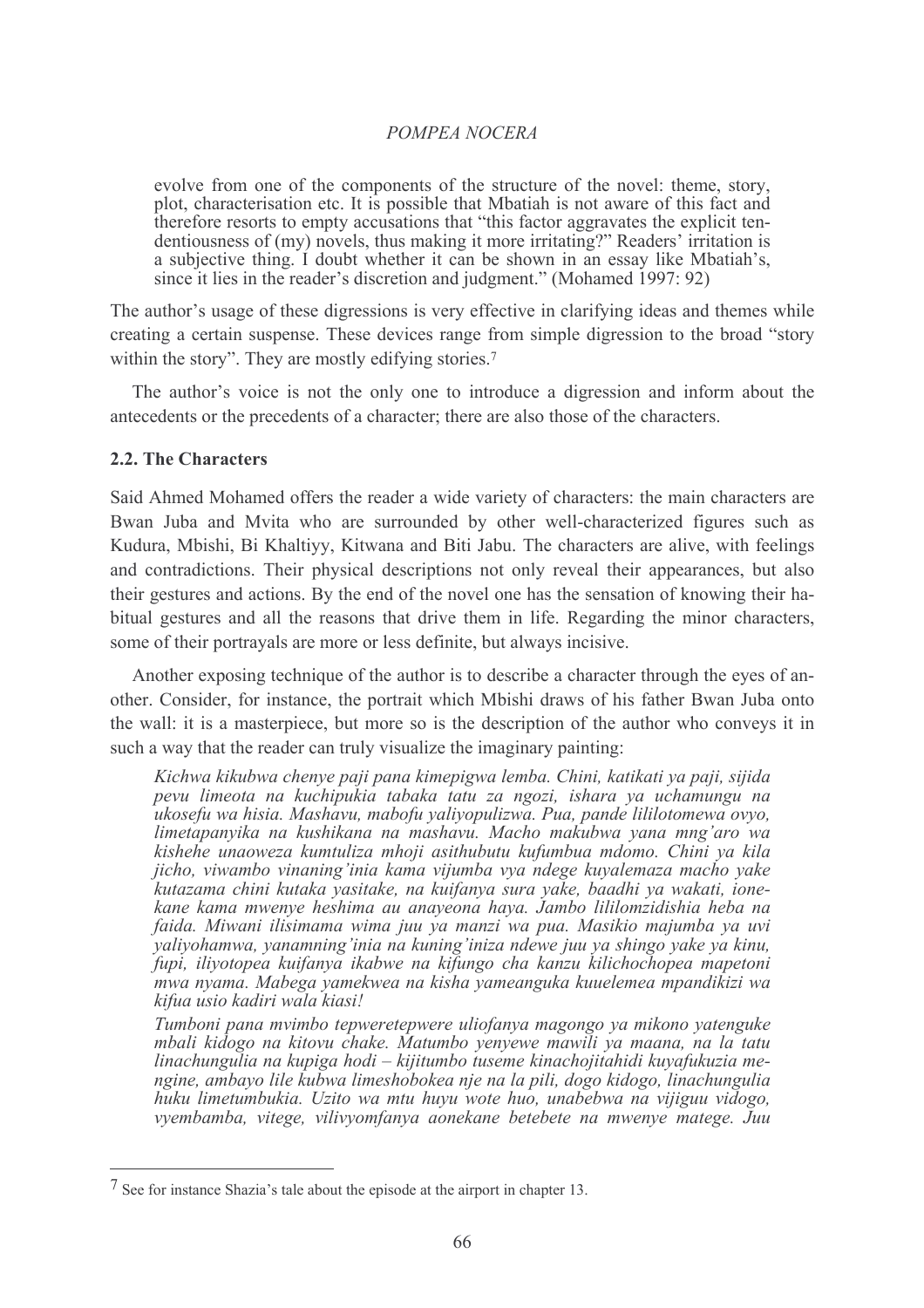evolve from one of the components of the structure of the novel: theme, story, plot, characterisation etc. It is possible that Mbatiah is not aware of this fact and therefore resorts to empty accusations that "this factor aggravates the explicit tendentiousness of (my) novels, thus making it more irritating?" Readers' irritation is a subjective thing. I doubt whether it can be shown in an essay like Mbatiah's, since it lies in the reader's discretion and judgment." (Mohamed 1997: 92)

The author's usage of these digressions is very effective in clarifying ideas and themes while creating a certain suspense. These devices range from simple digression to the broad "story within the story". They are mostly edifying stories.[7]

The author's voice is not the only one to introduce a digression and inform about the antecedents or the precedents of a character; there are also those of the characters.

### 2.2. The Characters

Said Ahmed Mohamed offers the reader a wide variety of characters: the main characters are Bwan Juba and Mvita who are surrounded by other well-characterized figures such as Kudura, Mbishi, Bi Khaltiyy, Kitwana and Biti Jabu. The characters are alive, with feelings and contradictions. Their physical descriptions not only reveal their appearances, but also their gestures and actions. By the end of the novel one has the sensation of knowing their habitual gestures and all the reasons that drive them in life. Regarding the minor characters, some of their portrayals are more or less definite, but always incisive.

Another exposing technique of the author is to describe a character through the eyes of another. Consider, for instance, the portrait which Mbishi draws of his father Bwan Juba onto the wall: it is a masterpiece, but more so is the description of the author who conveys it in such a way that the reader can truly visualize the imaginary painting:

> *Kichwa kikubwa chenye paji pana kimepigwa lemba. Chini, katikati ya paji, sijida pevu limeota na kuchipukia tabaka tatu za ngozi, ishara ya uchamungu na ukosefu wa hisia. Mashavu, mabofu yaliyopulizwa. Pua, pande lililotomewa ovyo, limetapanyika na kushikana na mashavu. Macho makubwa yana mng'aro wa kishehe unaoweza kumtuliza mhoji asithubutu kufumbua mdomo. Chini ya kila jicho, viwambo vinaning'inia kama vijumba vya ndege kuyalemaza macho yake kutazama chini kutaka yasitake, na kuifanya sura yake, baadhi ya wakati, ionekane kama mwenye heshima au anayeona haya. Jambo lililomzidishia heba na faida. Miwani ilisimama wima juu ya manzi wa pua. Masikio majumba ya uvi yaliyohamwa, yanamning'inia na kuning'iniza ndewe juu ya shingo yake ya kinu, fupi, iliyotopea kuifanya ikabwe na kifungo cha kanzu kilichochopea mapetoni mwa nyama. Mabega yamekwea na kisha yameanguka kuuelemea mpandikizi wa kifua usio kadiri wala kiasi!*
>
> *Tumboni pana mvimbo tepweretepwere uliofanya magongo ya mikono yatenguke mbali kidogo na kitovu chake. Matumbo yenyewe mawili ya maana, na la tatu linachungulia na kupiga hodi – kijitumbo tuseme kinachojitahidi kuyafukuzia mengine, ambayo lile kubwa limeshobokea nje na la pili, dogo kidogo, linachungulia huku limetumbukia. Uzito wa mtu huyu wote huo, unabebwa na vijiguu vidogo, vyembamba, vitege, vilivyomfanya aonekane betebete na mwenye matege. Juu*

---

[7] See for instance Shazia's tale about the episode at the airport in chapter 13.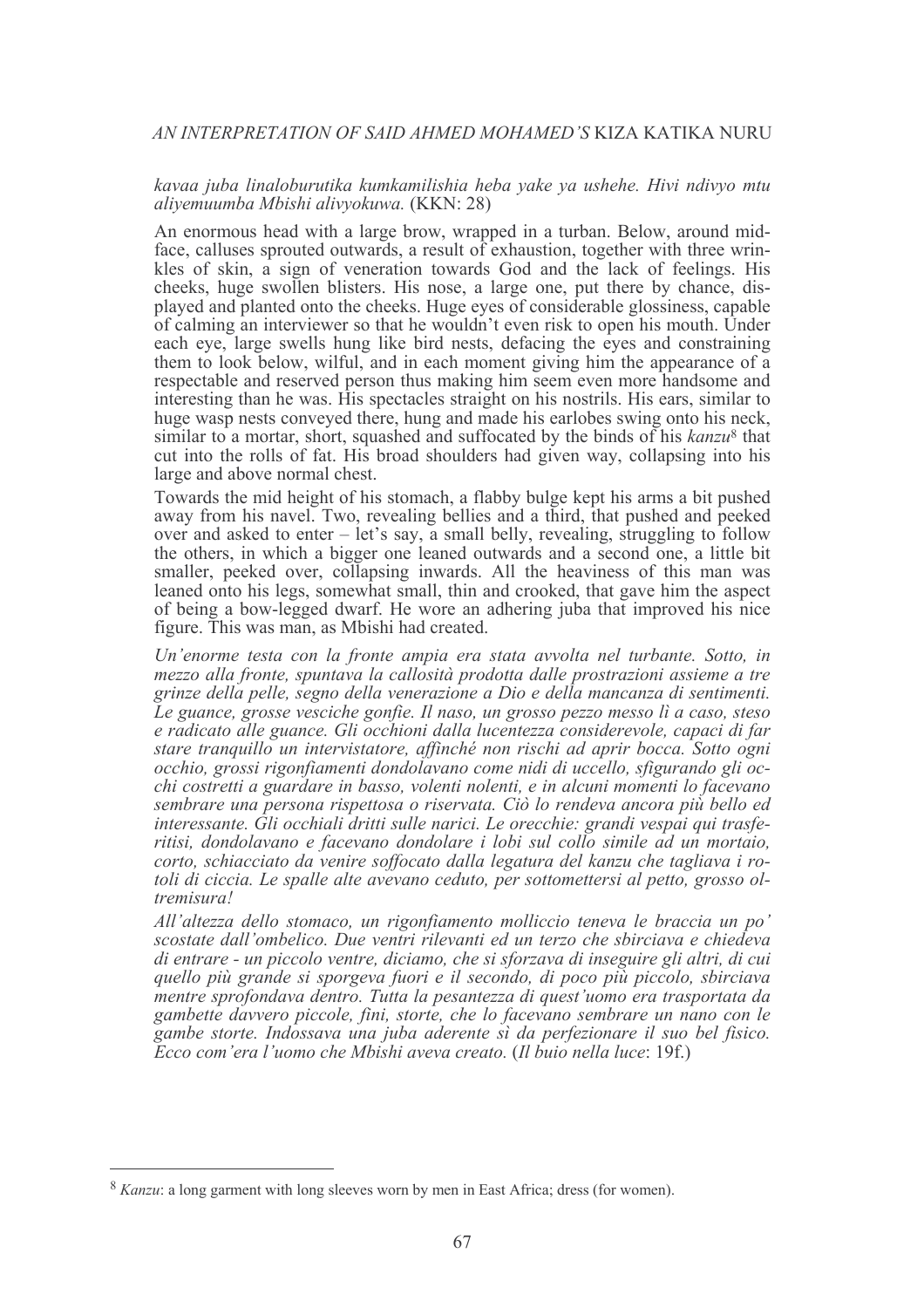*kavaa juba linaloburutika kumkamilishia heba yake ya ushehe. Hivi ndivyo mtu aliyemuumba Mbishi alivyokuwa.* (KKN: 28)

An enormous head with a large brow, wrapped in a turban. Below, around mid-face, calluses sprouted outwards, a result of exhaustion, together with three wrinkles of skin, a sign of veneration towards God and the lack of feelings. His cheeks, huge swollen blisters. His nose, a large one, put there by chance, displayed and planted onto the cheeks. Huge eyes of considerable glossiness, capable of calming an interviewer so that he wouldn't even risk to open his mouth. Under each eye, large swells hung like bird nests, defacing the eyes and constraining them to look below, wilful, and in each moment giving him the appearance of a respectable and reserved person thus making him seem even more handsome and interesting than he was. His spectacles straight on his nostrils. His ears, similar to huge wasp nests conveyed there, hung and made his earlobes swing onto his neck, similar to a mortar, short, squashed and suffocated by the binds of his *kanzu*[8] that cut into the rolls of fat. His broad shoulders had given way, collapsing into his large and above normal chest.

Towards the mid height of his stomach, a flabby bulge kept his arms a bit pushed away from his navel. Two, revealing bellies and a third, that pushed and peeked over and asked to enter – let's say, a small belly, revealing, struggling to follow the others, in which a bigger one leaned outwards and a second one, a little bit smaller, peeked over, collapsing inwards. All the heaviness of this man was leaned onto his legs, somewhat small, thin and crooked, that gave him the aspect of being a bow-legged dwarf. He wore an adhering juba that improved his nice figure. This was man, as Mbishi had created.

*Un'enorme testa con la fronte ampia era stata avvolta nel turbante. Sotto, in mezzo alla fronte, spuntava la callosità prodotta dalle prostrazioni assieme a tre grinze della pelle, segno della venerazione a Dio e della mancanza di sentimenti. Le guance, grosse vesciche gonfie. Il naso, un grosso pezzo messo lì a caso, steso e radicato alle guance. Gli occhioni dalla lucentezza considerevole, capaci di far stare tranquillo un intervistatore, affinché non rischi ad aprir bocca. Sotto ogni occhio, grossi rigonfiamenti dondolavano come nidi di uccello, sfigurando gli occhi costretti a guardare in basso, volenti nolenti, e in alcuni momenti lo facevano sembrare una persona rispettosa o riservata. Ciò lo rendeva ancora più bello ed interessante. Gli occhiali dritti sulle narici. Le orecchie: grandi vespai qui trasferitisi, dondolavano e facevano dondolare i lobi sul collo simile ad un mortaio, corto, schiacciato da venire soffocato dalla legatura del kanzu che tagliava i rotoli di ciccia. Le spalle alte avevano ceduto, per sottomettersi al petto, grosso oltremisura!*

*All'altezza dello stomaco, un rigonfiamento molliccio teneva le braccia un po' scostate dall'ombelico. Due ventri rilevanti ed un terzo che sbirciava e chiedeva di entrare - un piccolo ventre, diciamo, che si sforzava di inseguire gli altri, di cui quello più grande si sporgeva fuori e il secondo, di poco più piccolo, sbirciava mentre sprofondava dentro. Tutta la pesantezza di quest'uomo era trasportata da gambette davvero piccole, fini, storte, che lo facevano sembrare un nano con le gambe storte. Indossava una juba aderente sì da perfezionare il suo bel fisico. Ecco com'era l'uomo che Mbishi aveva creato.* (*Il buio nella luce*: 19f.)

---

[8] *Kanzu*: a long garment with long sleeves worn by men in East Africa; dress (for women).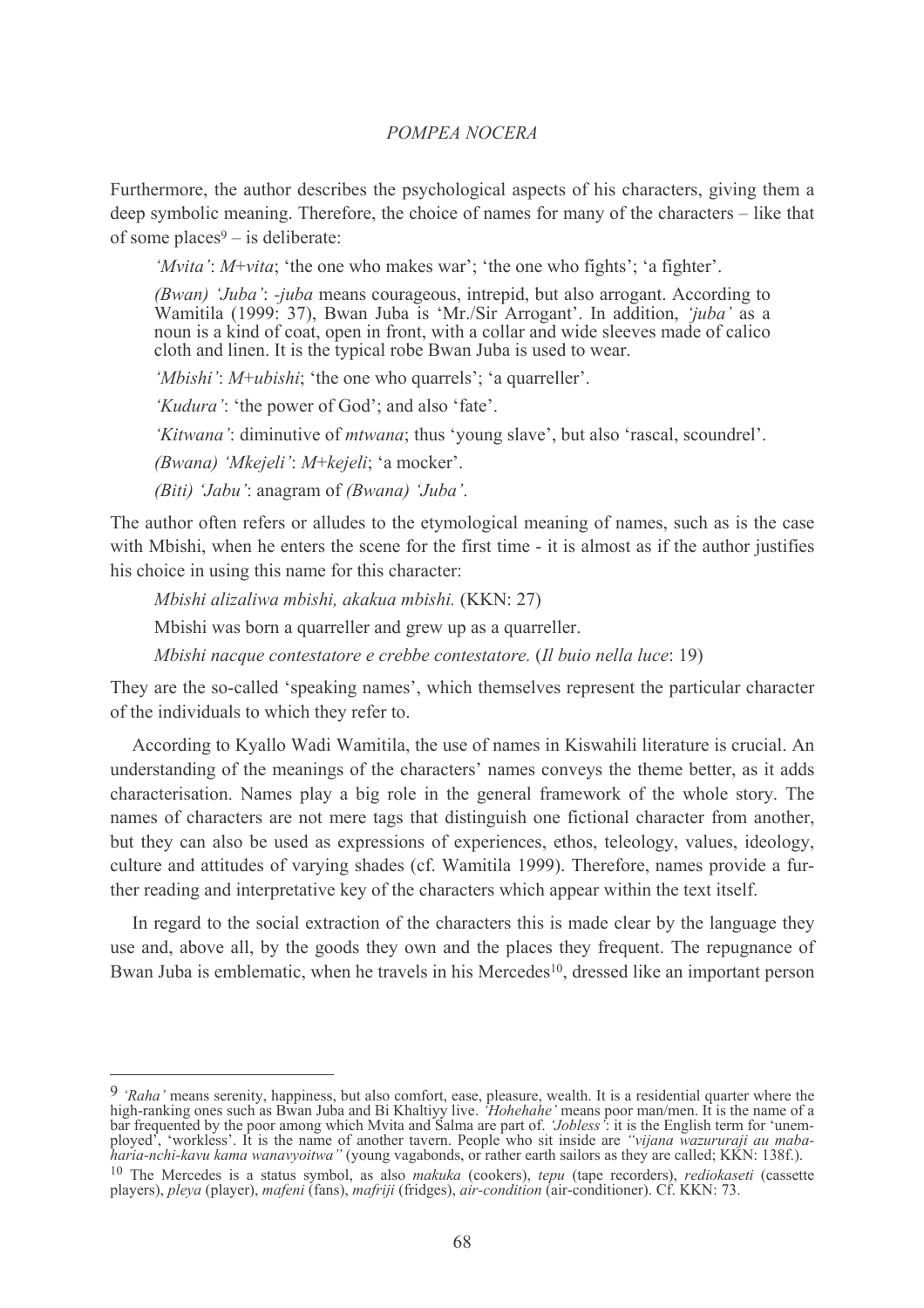Furthermore, the author describes the psychological aspects of his characters, giving them a deep symbolic meaning. Therefore, the choice of names for many of the characters – like that of some places[9] – is deliberate:

> *'Mvita'*: *M+vita*; 'the one who makes war'; 'the one who fights'; 'a fighter'.
>
> *(Bwan) 'Juba'*: *-juba* means courageous, intrepid, but also arrogant. According to Wamitila (1999: 37), Bwan Juba is 'Mr./Sir Arrogant'. In addition, *'juba'* as a noun is a kind of coat, open in front, with a collar and wide sleeves made of calico cloth and linen. It is the typical robe Bwan Juba is used to wear.
>
> *'Mbishi'*: *M+ubishi*; 'the one who quarrels'; 'a quarreller'.
>
> *'Kudura'*: 'the power of God'; and also 'fate'.
>
> *'Kitwana'*: diminutive of *mtwana*; thus 'young slave', but also 'rascal, scoundrel'.
>
> *(Bwana) 'Mkejeli'*: *M+kejeli*; 'a mocker'.
>
> *(Biti) 'Jabu'*: anagram of *(Bwana) 'Juba'*.

The author often refers or alludes to the etymological meaning of names, such as is the case with Mbishi, when he enters the scene for the first time - it is almost as if the author justifies his choice in using this name for this character:

> *Mbishi alizaliwa mbishi, akakua mbishi.* (KKN: 27)
>
> Mbishi was born a quarreller and grew up as a quarreller.
>
> *Mbishi nacque contestatore e crebbe contestatore.* (*Il buio nella luce*: 19)

They are the so-called 'speaking names', which themselves represent the particular character of the individuals to which they refer to.

According to Kyallo Wadi Wamitila, the use of names in Kiswahili literature is crucial. An understanding of the meanings of the characters' names conveys the theme better, as it adds characterisation. Names play a big role in the general framework of the whole story. The names of characters are not mere tags that distinguish one fictional character from another, but they can also be used as expressions of experiences, ethos, teleology, values, ideology, culture and attitudes of varying shades (cf. Wamitila 1999). Therefore, names provide a further reading and interpretative key of the characters which appear within the text itself.

In regard to the social extraction of the characters this is made clear by the language they use and, above all, by the goods they own and the places they frequent. The repugnance of Bwan Juba is emblematic, when he travels in his Mercedes[10], dressed like an important person

---

[9] *'Raha'* means serenity, happiness, but also comfort, ease, pleasure, wealth. It is a residential quarter where the high-ranking ones such as Bwan Juba and Bi Khaltiyy live. *'Hohehahe'* means poor man/men. It is the name of a bar frequented by the poor among which Mvita and Salma are part of. *'Jobless'*: it is the English term for 'unemployed', 'workless'. It is the name of another tavern. People who sit inside are *"vijana wazururaji au mabaharia-nchi-kavu kama wanavyoitwa"* (young vagabonds, or rather earth sailors as they are called; KKN: 138f.).

[10] The Mercedes is a status symbol, as also *makuka* (cookers), *tepu* (tape recorders), *rediokaseti* (cassette players), *pleya* (player), *mafeni* (fans), *mafriji* (fridges), *air-condition* (air-conditioner). Cf. KKN: 73.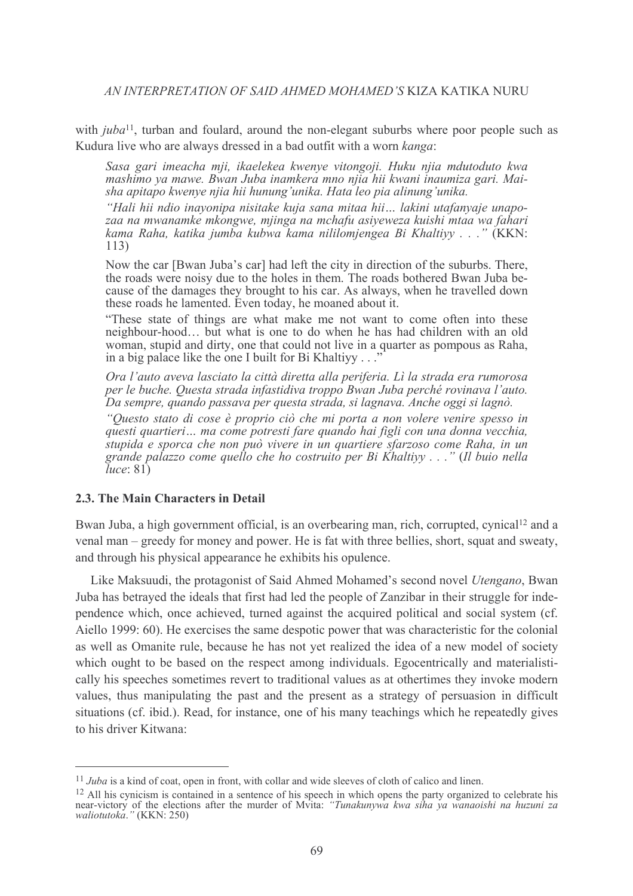with *juba*[11], turban and foulard, around the non-elegant suburbs where poor people such as Kudura live who are always dressed in a bad outfit with a worn *kanga*:

> *Sasa gari imeacha mji, ikaelekea kwenye vitongoji. Huku njia mdutoduto kwa mashimo ya mawe. Bwan Juba inamkera mno njia hii kwani inaumiza gari. Maisha apitapo kwenye njia hii hunung'unika. Hata leo pia alinung'unika.*
>
> *"Hali hii ndio inayonipa nisitake kuja sana mitaa hii… lakini utafanyaje unapozaa na mwanamke mkongwe, mjinga na mchafu asiyeweza kuishi mtaa wa fahari kama Raha, katika jumba kubwa kama nililomjengea Bi Khaltiyy . . ."* (KKN: 113)
>
> Now the car [Bwan Juba's car] had left the city in direction of the suburbs. There, the roads were noisy due to the holes in them. The roads bothered Bwan Juba because of the damages they brought to his car. As always, when he travelled down these roads he lamented. Even today, he moaned about it.
>
> "These state of things are what make me not want to come often into these neighbour-hood… but what is one to do when he has had children with an old woman, stupid and dirty, one that could not live in a quarter as pompous as Raha, in a big palace like the one I built for Bi Khaltiyy . . ."
>
> *Ora l'auto aveva lasciato la città diretta alla periferia. Lì la strada era rumorosa per le buche. Questa strada infastidiva troppo Bwan Juba perché rovinava l'auto. Da sempre, quando passava per questa strada, si lagnava. Anche oggi si lagnò.*
>
> *"Questo stato di cose è proprio ciò che mi porta a non volere venire spesso in questi quartieri… ma come potresti fare quando hai figli con una donna vecchia, stupida e sporca che non può vivere in un quartiere sfarzoso come Raha, in un grande palazzo come quello che ho costruito per Bi Khaltiyy . . ."* (*Il buio nella luce*: 81)

### 2.3. The Main Characters in Detail

Bwan Juba, a high government official, is an overbearing man, rich, corrupted, cynical[12] and a venal man – greedy for money and power. He is fat with three bellies, short, squat and sweaty, and through his physical appearance he exhibits his opulence.

Like Maksuudi, the protagonist of Said Ahmed Mohamed's second novel *Utengano*, Bwan Juba has betrayed the ideals that first had led the people of Zanzibar in their struggle for independence which, once achieved, turned against the acquired political and social system (cf. Aiello 1999: 60). He exercises the same despotic power that was characteristic for the colonial as well as Omanite rule, because he has not yet realized the idea of a new model of society which ought to be based on the respect among individuals. Egocentrically and materialistically his speeches sometimes revert to traditional values as at othertimes they invoke modern values, thus manipulating the past and the present as a strategy of persuasion in difficult situations (cf. ibid.). Read, for instance, one of his many teachings which he repeatedly gives to his driver Kitwana:

---

[11] *Juba* is a kind of coat, open in front, with collar and wide sleeves of cloth of calico and linen.

[12] All his cynicism is contained in a sentence of his speech in which opens the party organized to celebrate his near-victory of the elections after the murder of Mvita: *"Tunakunywa kwa siha ya wanaoishi na huzuni za waliotutoka."* (KKN: 250)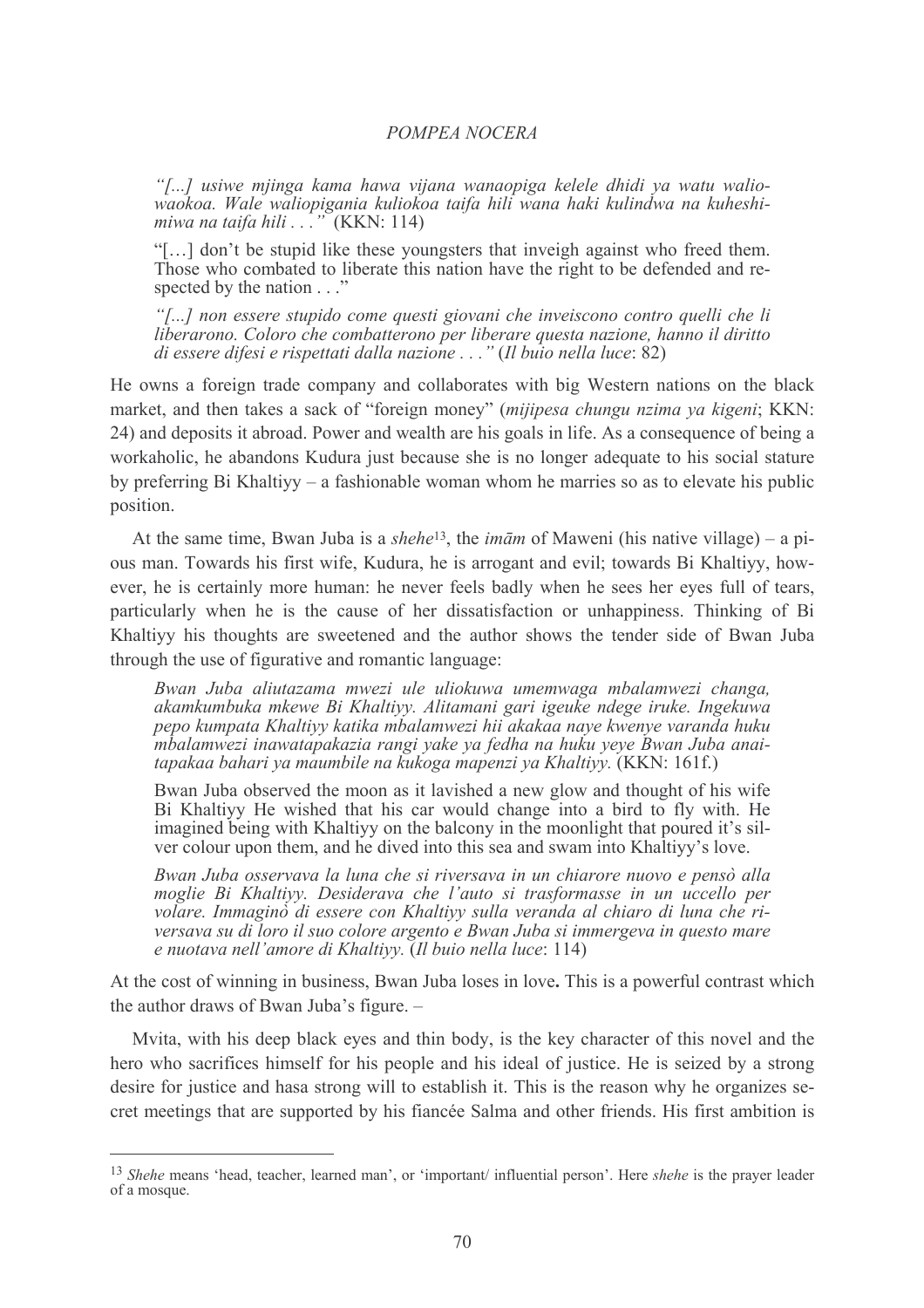> *"[...] usiwe mjinga kama hawa vijana wanaopiga kelele dhidi ya watu waliowaokoa. Wale waliopigania kuliokoa taifa hili wana haki kulindwa na kuheshimiwa na taifa hili . . ."* (KKN: 114)
>
> "[…] don't be stupid like these youngsters that inveigh against who freed them. Those who combated to liberate this nation have the right to be defended and respected by the nation . . ."
>
> *"[...] non essere stupido come questi giovani che inveiscono contro quelli che li liberarono. Coloro che combatterono per liberare questa nazione, hanno il diritto di essere difesi e rispettati dalla nazione . . ."* (*Il buio nella luce*: 82)

He owns a foreign trade company and collaborates with big Western nations on the black market, and then takes a sack of "foreign money" (*mijipesa chungu nzima ya kigeni*; KKN: 24) and deposits it abroad. Power and wealth are his goals in life. As a consequence of being a workaholic, he abandons Kudura just because she is no longer adequate to his social stature by preferring Bi Khaltiyy – a fashionable woman whom he marries so as to elevate his public position.

At the same time, Bwan Juba is a *shehe*[13], the *imām* of Maweni (his native village) – a pious man. Towards his first wife, Kudura, he is arrogant and evil; towards Bi Khaltiyy, however, he is certainly more human: he never feels badly when he sees her eyes full of tears, particularly when he is the cause of her dissatisfaction or unhappiness. Thinking of Bi Khaltiyy his thoughts are sweetened and the author shows the tender side of Bwan Juba through the use of figurative and romantic language:

> *Bwan Juba aliutazama mwezi ule uliokuwa umemwaga mbalamwezi changa, akamkumbuka mkewe Bi Khaltiyy. Alitamani gari igeuke ndege iruke. Ingekuwa pepo kumpata Khaltiyy katika mbalamwezi hii akakaa naye kwenye varanda huku mbalamwezi inawatapakazia rangi yake ya fedha na huku yeye Bwan Juba anaitapakaa bahari ya maumbile na kukoga mapenzi ya Khaltiyy.* (KKN: 161f.)
>
> Bwan Juba observed the moon as it lavished a new glow and thought of his wife Bi Khaltiyy He wished that his car would change into a bird to fly with. He imagined being with Khaltiyy on the balcony in the moonlight that poured it's silver colour upon them, and he dived into this sea and swam into Khaltiyy's love.
>
> *Bwan Juba osservava la luna che si riversava in un chiarore nuovo e pensò alla moglie Bi Khaltiyy. Desiderava che l'auto si trasformasse in un uccello per volare. Immaginò di essere con Khaltiyy sulla veranda al chiaro di luna che riversava su di loro il suo colore argento e Bwan Juba si immergeva in questo mare e nuotava nell'amore di Khaltiyy.* (*Il buio nella luce*: 114)

At the cost of winning in business, Bwan Juba loses in love**.** This is a powerful contrast which the author draws of Bwan Juba's figure. –

Mvita, with his deep black eyes and thin body, is the key character of this novel and the hero who sacrifices himself for his people and his ideal of justice. He is seized by a strong desire for justice and hasa strong will to establish it. This is the reason why he organizes secret meetings that are supported by his fiancée Salma and other friends. His first ambition is

---

[13] *Shehe* means 'head, teacher, learned man', or 'important/ influential person'. Here *shehe* is the prayer leader of a mosque.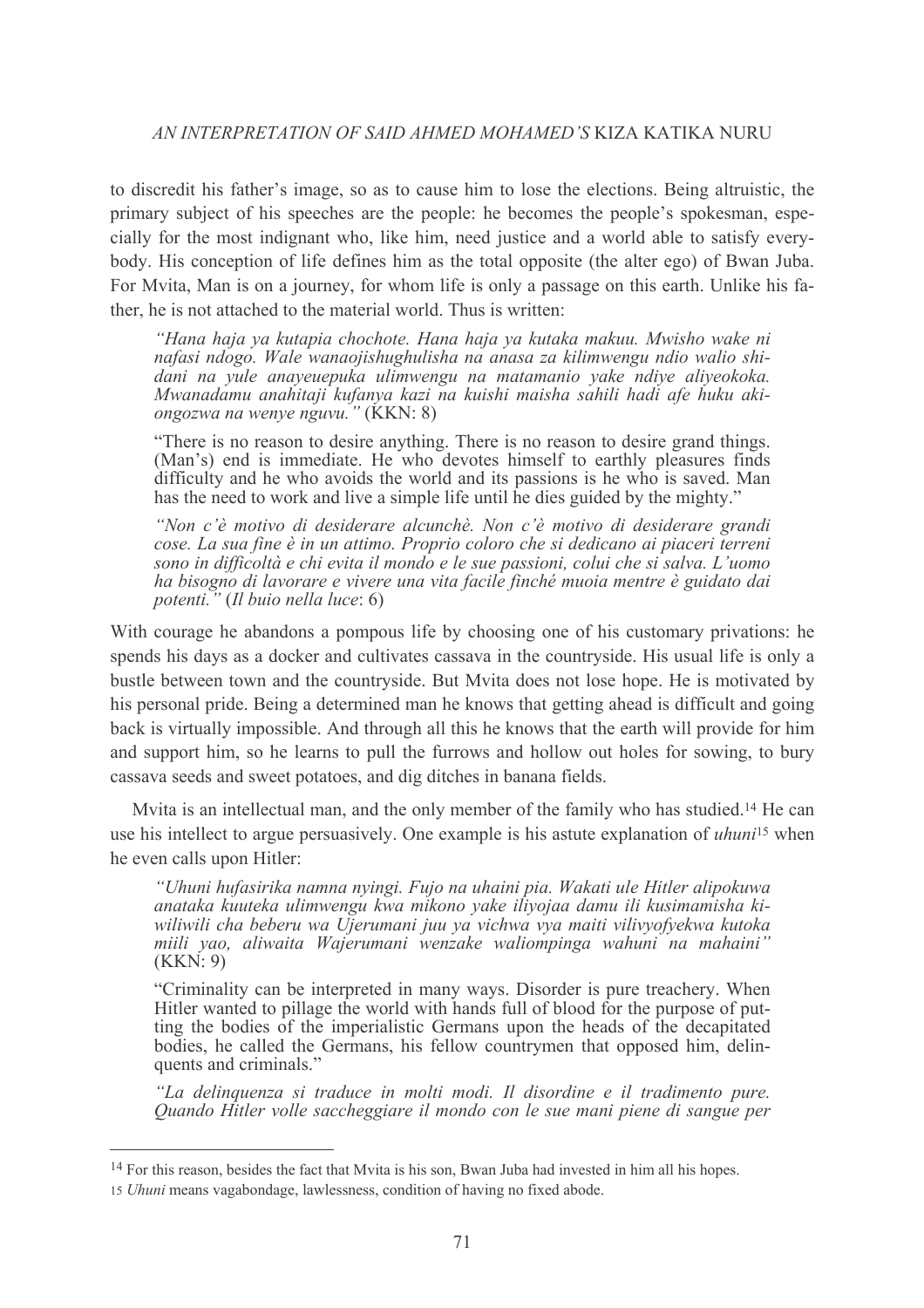to discredit his father's image, so as to cause him to lose the elections. Being altruistic, the primary subject of his speeches are the people: he becomes the people's spokesman, especially for the most indignant who, like him, need justice and a world able to satisfy everybody. His conception of life defines him as the total opposite (the alter ego) of Bwan Juba. For Mvita, Man is on a journey, for whom life is only a passage on this earth. Unlike his father, he is not attached to the material world. Thus is written:

> *"Hana haja ya kutapia chochote. Hana haja ya kutaka makuu. Mwisho wake ni nafasi ndogo. Wale wanaojishughulisha na anasa za kilimwengu ndio walio shidani na yule anayeuepuka ulimwengu na matamanio yake ndiye aliyeokoka. Mwanadamu anahitaji kufanya kazi na kuishi maisha sahili hadi afe huku akiongozwa na wenye nguvu."* (KKN: 8)
>
> "There is no reason to desire anything. There is no reason to desire grand things. (Man's) end is immediate. He who devotes himself to earthly pleasures finds difficulty and he who avoids the world and its passions is he who is saved. Man has the need to work and live a simple life until he dies guided by the mighty."
>
> *"Non c'è motivo di desiderare alcunchè. Non c'è motivo di desiderare grandi cose. La sua fine è in un attimo. Proprio coloro che si dedicano ai piaceri terreni sono in difficoltà e chi evita il mondo e le sue passioni, colui che si salva. L'uomo ha bisogno di lavorare e vivere una vita facile finché muoia mentre è guidato dai potenti."* (*Il buio nella luce*: 6)

With courage he abandons a pompous life by choosing one of his customary privations: he spends his days as a docker and cultivates cassava in the countryside. His usual life is only a bustle between town and the countryside. But Mvita does not lose hope. He is motivated by his personal pride. Being a determined man he knows that getting ahead is difficult and going back is virtually impossible. And through all this he knows that the earth will provide for him and support him, so he learns to pull the furrows and hollow out holes for sowing, to bury cassava seeds and sweet potatoes, and dig ditches in banana fields.

Mvita is an intellectual man, and the only member of the family who has studied.[14] He can use his intellect to argue persuasively. One example is his astute explanation of *uhuni*[15] when he even calls upon Hitler:

> *"Uhuni hufasirika namna nyingi. Fujo na uhaini pia. Wakati ule Hitler alipokuwa anataka kuuteka ulimwengu kwa mikono yake iliyojaa damu ili kusimamisha kiwiliwili cha beberu wa Ujerumani juu ya vichwa vya maiti vilivyofyekwa kutoka miili yao, aliwaita Wajerumani wenzake waliompinga wahuni na mahaini"* (KKN: 9)
>
> "Criminality can be interpreted in many ways. Disorder is pure treachery. When Hitler wanted to pillage the world with hands full of blood for the purpose of putting the bodies of the imperialistic Germans upon the heads of the decapitated bodies, he called the Germans, his fellow countrymen that opposed him, delinquents and criminals."
>
> *"La delinquenza si traduce in molti modi. Il disordine e il tradimento pure. Quando Hitler volle saccheggiare il mondo con le sue mani piene di sangue per*

---

[14] For this reason, besides the fact that Mvita is his son, Bwan Juba had invested in him all his hopes.

[15] *Uhuni* means vagabondage, lawlessness, condition of having no fixed abode.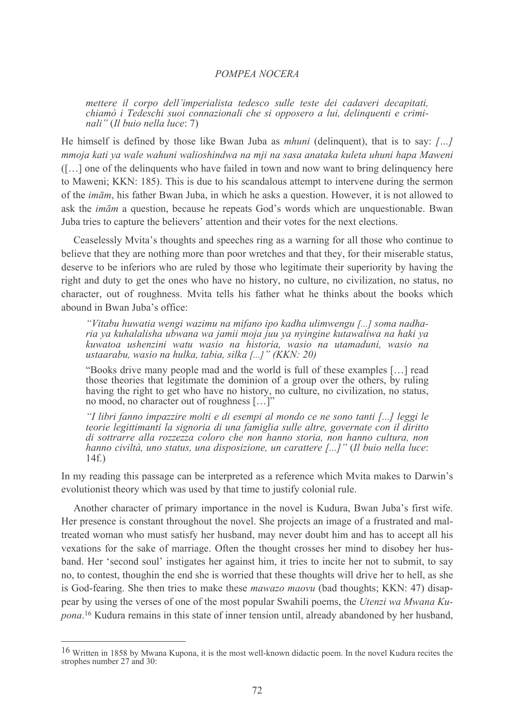*mettere il corpo dell'imperialista tedesco sulle teste dei cadaveri decapitati, chiamò i Tedeschi suoi connazionali che si opposero a lui, delinquenti e criminali"* (*Il buio nella luce*: 7)

He himself is defined by those like Bwan Juba as *mhuni* (delinquent), that is to say: *[…] mmoja kati ya wale wahuni walioshindwa na mji na sasa anataka kuleta uhuni hapa Maweni* ([…] one of the delinquents who have failed in town and now want to bring delinquency here to Maweni; KKN: 185). This is due to his scandalous attempt to intervene during the sermon of the *imām*, his father Bwan Juba, in which he asks a question. However, it is not allowed to ask the *imām* a question, because he repeats God's words which are unquestionable. Bwan Juba tries to capture the believers' attention and their votes for the next elections.

Ceaselessly Mvita's thoughts and speeches ring as a warning for all those who continue to believe that they are nothing more than poor wretches and that they, for their miserable status, deserve to be inferiors who are ruled by those who legitimate their superiority by having the right and duty to get the ones who have no history, no culture, no civilization, no status, no character, out of roughness. Mvita tells his father what he thinks about the books which abound in Bwan Juba's office:

> *"Vitabu huwatia wengi wazimu na mifano ipo kadha ulimwengu [...] soma nadharia ya kuhalalisha ubwana wa jamii moja juu ya nyingine kutawaliwa na haki ya kuwatoa ushenzini watu wasio na historia, wasio na utamaduni, wasio na ustaarabu, wasio na hulka, tabia, silka [...]" (KKN: 20)*
>
> "Books drive many people mad and the world is full of these examples […] read those theories that legitimate the dominion of a group over the others, by ruling having the right to get who have no history, no culture, no civilization, no status, no mood, no character out of roughness […]"
>
> *"I libri fanno impazzire molti e di esempi al mondo ce ne sono tanti [...] leggi le teorie legittimanti la signoria di una famiglia sulle altre, governate con il diritto di sottrarre alla rozzezza coloro che non hanno storia, non hanno cultura, non hanno civiltà, uno status, una disposizione, un carattere [...]"* (*Il buio nella luce*: 14f.)

In my reading this passage can be interpreted as a reference which Mvita makes to Darwin's evolutionist theory which was used by that time to justify colonial rule.

Another character of primary importance in the novel is Kudura, Bwan Juba's first wife. Her presence is constant throughout the novel. She projects an image of a frustrated and maltreated woman who must satisfy her husband, may never doubt him and has to accept all his vexations for the sake of marriage. Often the thought crosses her mind to disobey her husband. Her 'second soul' instigates her against him, it tries to incite her not to submit, to say no, to contest, thoughin the end she is worried that these thoughts will drive her to hell, as she is God-fearing. She then tries to make these *mawazo maovu* (bad thoughts; KKN: 47) disappear by using the verses of one of the most popular Swahili poems, the *Utenzi wa Mwana Kupona*.[16] Kudura remains in this state of inner tension until, already abandoned by her husband,

---

[16] Written in 1858 by Mwana Kupona, it is the most well-known didactic poem. In the novel Kudura recites the strophes number 27 and 30: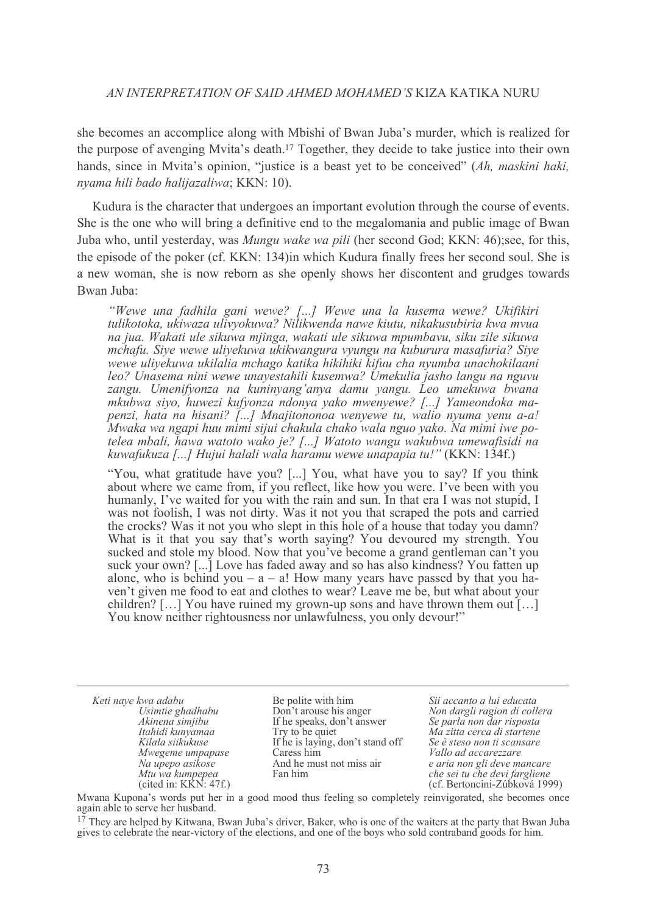she becomes an accomplice along with Mbishi of Bwan Juba's murder, which is realized for the purpose of avenging Mvita's death.[17] Together, they decide to take justice into their own hands, since in Mvita's opinion, "justice is a beast yet to be conceived" (*Ah, maskini haki, nyama hili bado halijazaliwa*; KKN: 10).

Kudura is the character that undergoes an important evolution through the course of events. She is the one who will bring a definitive end to the megalomania and public image of Bwan Juba who, until yesterday, was *Mungu wake wa pili* (her second God; KKN: 46);see, for this, the episode of the poker (cf. KKN: 134)in which Kudura finally frees her second soul. She is a new woman, she is now reborn as she openly shows her discontent and grudges towards Bwan Juba:

> *"Wewe una fadhila gani wewe? [...] Wewe una la kusema wewe? Ukifikiri tulikotoka, ukiwaza ulivyokuwa? Nilikwenda nawe kiutu, nikakusubiria kwa mvua na jua. Wakati ule sikuwa mjinga, wakati ule sikuwa mpumbavu, siku zile sikuwa mchafu. Siye wewe uliyekuwa ukikwangura vyungu na kuburura masafuria? Siye wewe uliyekuwa ukilalia mchago katika hikihiki kifuu cha nyumba unachokilaani leo? Unasema nini wewe unayestahili kusemwa? Umekulia jasho langu na nguvu zangu. Umenifyonza na kuninyang'anya damu yangu. Leo umekuwa bwana mkubwa siyo, huwezi kufyonza ndonya yako mwenyewe? [...] Yameondoka mapenzi, hata na hisani? [...] Mnajitononoa wenyewe tu, walio nyuma yenu a-a! Mwaka wa ngapi huu mimi sijui chakula chako wala nguo yako. Na mimi iwe potelea mbali, hawa watoto wako je? [...] Watoto wangu wakubwa umewafisidi na kuwafukuza [...] Hujui halali wala haramu wewe unapapia tu!"* (KKN: 134f.)
>
> "You, what gratitude have you? [...] You, what have you to say? If you think about where we came from, if you reflect, like how you were. I've been with you humanly, I've waited for you with the rain and sun. In that era I was not stupid, I was not foolish, I was not dirty. Was it not you that scraped the pots and carried the crocks? Was it not you who slept in this hole of a house that today you damn? What is it that you say that's worth saying? You devoured my strength. You sucked and stole my blood. Now that you've become a grand gentleman can't you suck your own? [...] Love has faded away and so has also kindness? You fatten up alone, who is behind you – a – a! How many years have passed by that you haven't given me food to eat and clothes to wear? Leave me be, but what about your children? […] You have ruined my grown-up sons and have thrown them out […] You know neither rightousness nor unlawfulness, you only devour!"

---

| | | |
|---|---|---|
| *Keti naye kwa adabu* | Be polite with him | *Sii accanto a lui educata* |
| *Usimtie ghadhabu* | Don't arouse his anger | *Non dargli ragion di collera* |
| *Akinena simjibu* | If he speaks, don't answer | *Se parla non dar risposta* |
| *Itahidi kunyamaa* | Try to be quiet | *Ma zitta cerca di startene* |
| *Kilala siikukuse* | If he is laying, don't stand off | *Se è steso non ti scansare* |
| *Mwegeme umpapase* | Caress him | *Vallo ad accarezzare* |
| *Na upepo asikose* | And he must not miss air | *e aria non gli deve mancare* |
| *Mtu wa kumpepea* | Fan him | *che sei tu che devi fargliene* |
| (cited in: KKN: 47f.) | | (cf. Bertoncini-Zúbková 1999) |

Mwana Kupona's words put her in a good mood thus feeling so completely reinvigorated, she becomes once again able to serve her husband.

[17] They are helped by Kitwana, Bwan Juba's driver, Baker, who is one of the waiters at the party that Bwan Juba gives to celebrate the near-victory of the elections, and one of the boys who sold contraband goods for him.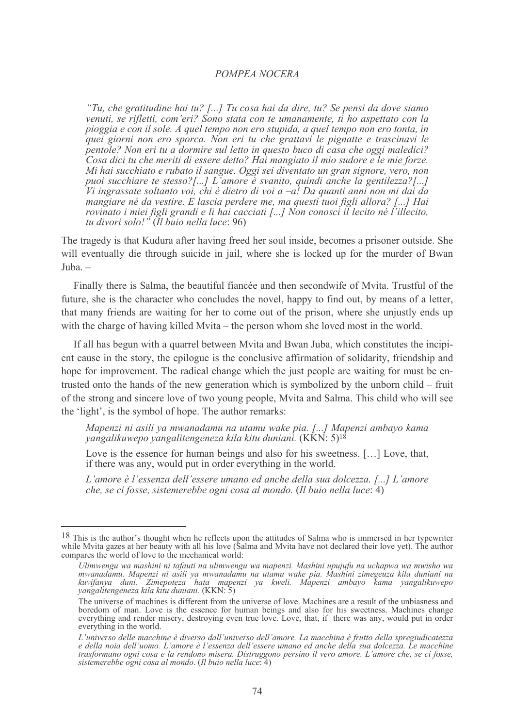*"Tu, che gratitudine hai tu? [...] Tu cosa hai da dire, tu? Se pensi da dove siamo venuti, se rifletti, com'eri? Sono stata con te umanamente, ti ho aspettato con la pioggia e con il sole. A quel tempo non ero stupida, a quel tempo non ero tonta, in quei giorni non ero sporca. Non eri tu che grattavi le pignatte e trascinavi le pentole? Non eri tu a dormire sul letto in questo buco di casa che oggi maledici? Cosa dici tu che meriti di essere detto? Hai mangiato il mio sudore e le mie forze. Mi hai succhiato e rubato il sangue. Oggi sei diventato un gran signore, vero, non puoi succhiare te stesso?[...] L'amore è svanito, quindi anche la gentilezza?[...] Vi ingrassate soltanto voi, chi è dietro di voi a –a! Da quanti anni non mi dai da mangiare né da vestire. E lascia perdere me, ma questi tuoi figli allora? [...] Hai rovinato i miei figli grandi e li hai cacciati [...] Non conosci il lecito né l'illecito, tu divori solo!"* (*Il buio nella luce*: 96)

The tragedy is that Kudura after having freed her soul inside, becomes a prisoner outside. She will eventually die through suicide in jail, where she is locked up for the murder of Bwan Juba. –

Finally there is Salma, the beautiful fiancée and then secondwife of Mvita. Trustful of the future, she is the character who concludes the novel, happy to find out, by means of a letter, that many friends are waiting for her to come out of the prison, where she unjustly ends up with the charge of having killed Mvita – the person whom she loved most in the world.

If all has begun with a quarrel between Mvita and Bwan Juba, which constitutes the incipient cause in the story, the epilogue is the conclusive affirmation of solidarity, friendship and hope for improvement. The radical change which the just people are waiting for must be entrusted onto the hands of the new generation which is symbolized by the unborn child – fruit of the strong and sincere love of two young people, Mvita and Salma. This child who will see the 'light', is the symbol of hope. The author remarks:

> *Mapenzi ni asili ya mwanadamu na utamu wake pia. [...] Mapenzi ambayo kama yangalikuwepo yangalitengeneza kila kitu duniani.* (KKN: 5)[18]
>
> Love is the essence for human beings and also for his sweetness. […] Love, that, if there was any, would put in order everything in the world.
>
> *L'amore è l'essenza dell'essere umano ed anche della sua dolcezza. [...] L'amore che, se ci fosse, sistemerebbe ogni cosa al mondo.* (*Il buio nella luce*: 4)

---

[18] This is the author's thought when he reflects upon the attitudes of Salma who is immersed in her typewriter while Mvita gazes at her beauty with all his love (Salma and Mvita have not declared their love yet). The author compares the world of love to the mechanical world:

> *Ulimwengu wa mashini ni tafauti na ulimwengu wa mapenzi. Mashini upujufu na uchapwa wa mwisho wa mwanadamu. Mapenzi ni asili ya mwanadamu na utamu wake pia. Mashini zimegeuza kila duniani na kuvifanya duni. Zimepoteza hata mapenzi ya kweli. Mapenzi ambayo kama yangalikuwepo yangalitengeneza kila kitu duniani.* (KKN: 5)
>
> The universe of machines is different from the universe of love. Machines are a result of the unbiasness and boredom of man. Love is the essence for human beings and also for his sweetness. Machines change everything and render misery, destroying even true love. Love, that, if there was any, would put in order everything in the world.
>
> *L'universo delle macchine è diverso dall'universo dell'amore. La macchina è frutto della spregiudicatezza e della noia dell'uomo. L'amore è l'essenza dell'essere umano ed anche della sua dolcezza. Le macchine trasformano ogni cosa e la rendono misera. Distruggono persino il vero amore. L'amore che, se ci fosse, sistemerebbe ogni cosa al mondo.* (*Il buio nella luce*: 4)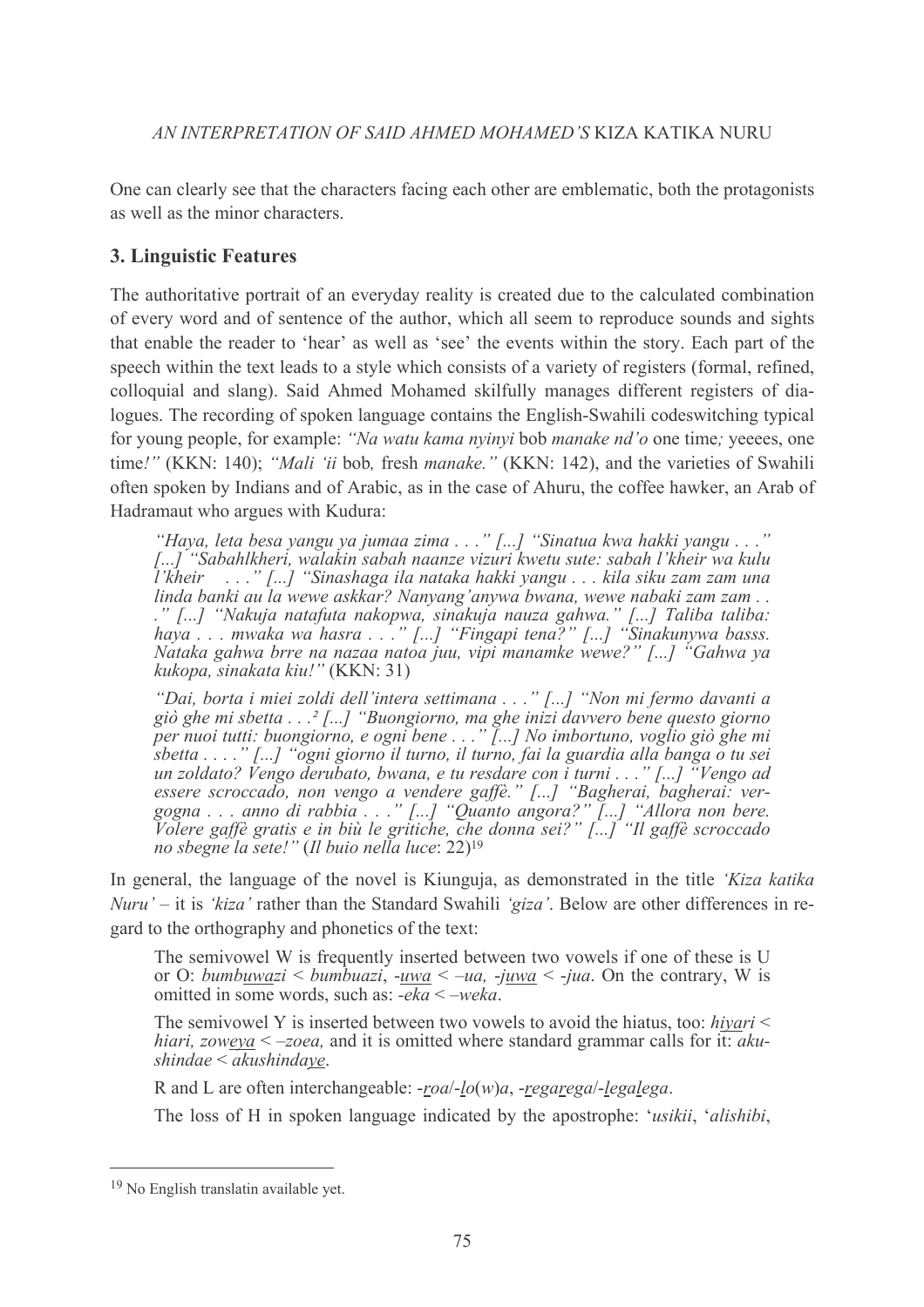One can clearly see that the characters facing each other are emblematic, both the protagonists as well as the minor characters.

## 3. Linguistic Features

The authoritative portrait of an everyday reality is created due to the calculated combination of every word and of sentence of the author, which all seem to reproduce sounds and sights that enable the reader to 'hear' as well as 'see' the events within the story. Each part of the speech within the text leads to a style which consists of a variety of registers (formal, refined, colloquial and slang). Said Ahmed Mohamed skilfully manages different registers of dialogues. The recording of spoken language contains the English-Swahili codeswitching typical for young people, for example: *"Na watu kama nyinyi* bob *manake nd'o* one time*;* yeeees, one time*!"* (KKN: 140); *"Mali 'ii* bob*,* fresh *manake."* (KKN: 142), and the varieties of Swahili often spoken by Indians and of Arabic, as in the case of Ahuru, the coffee hawker, an Arab of Hadramaut who argues with Kudura:

> *"Haya, leta besa yangu ya jumaa zima . . ." [...] "Sinatua kwa hakki yangu . . ." [...] "Sabahlkheri, walakin sabah naanze vizuri kwetu sute: sabah l'kheir wa kulu l'kheir . . ." [...] "Sinashaga ila nataka hakki yangu . . . kila siku zam zam una linda banki au la wewe askkar? Nanyang'anywa bwana, wewe nabaki zam zam . . ." [...] "Nakuja natafuta nakopwa, sinakuja nauza gahwa." [...] Taliba taliba: haya . . . mwaka wa hasra . . ." [...] "Fingapi tena?" [...] "Sinakunywa basss. Nataka gahwa brre na nazaa natoa juu, vipi manamke wewe?" [...] "Gahwa ya kukopa, sinakata kiu!"* (KKN: 31)

> *"Dai, borta i miei zoldi dell'intera settimana . . ." [...] "Non mi fermo davanti a giò ghe mi sbetta . . .² [...] "Buongiorno, ma ghe inizi davvero bene questo giorno per nuoi tutti: buongiorno, e ogni bene . . ." [...] No imbortuno, voglio giò ghe mi sbetta . . . ." [...] "ogni giorno il turno, il turno, fai la guardia alla banga o tu sei un zoldato? Vengo derubato, bwana, e tu resdare con i turni . . ." [...] "Vengo ad essere scroccado, non vengo a vendere gaffè." [...] "Bagherai, bagherai: vergogna . . . anno di rabbia . . ." [...] "Quanto angora?" [...] "Allora non bere. Volere gaffè gratis e in biù le gritiche, che donna sei?" [...] "Il gaffè scroccado no sbegne la sete!"* (*Il buio nella luce*: 22)[19]

In general, the language of the novel is Kiunguja, as demonstrated in the title *'Kiza katika Nuru'* – it is *'kiza'* rather than the Standard Swahili *'giza'*. Below are other differences in regard to the orthography and phonetics of the text:

> The semivowel W is frequently inserted between two vowels if one of these is U or O: *bumbu<u>wa</u>zi* < *bumbuazi*, *-<u>uwa</u>* < *–ua, -j<u>uwa</u>* < *-jua*. On the contrary, W is omitted in some words, such as: *-eka* < *–weka*.

> The semivowel Y is inserted between two vowels to avoid the hiatus, too: *hi<u>ya</u>ri* < *hiari, zow<u>eya</u>* < *–zoea,* and it is omitted where standard grammar calls for it: *akushindae* < *akushinda<u>ye</u>*.

> R and L are often interchangeable: *-<u>r</u>oa*/*-<u>l</u>o*(*w*)*a*, *-<u>r</u>ega<u>r</u>ega*/*-<u>l</u>ega<u>l</u>ega*.

> The loss of H in spoken language indicated by the apostrophe: '*usikii*, '*alishibi*,

---

[19] No English translatin available yet.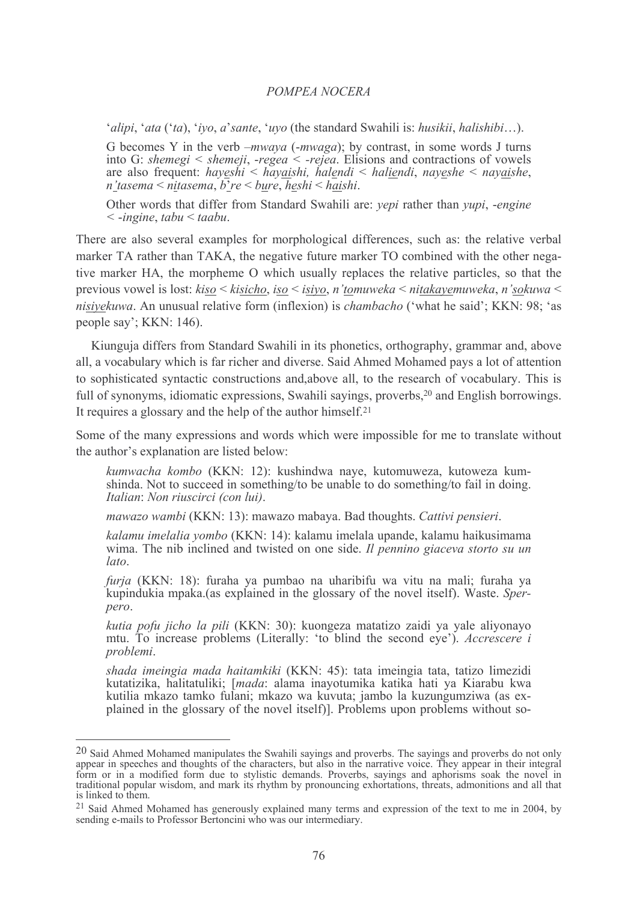'*alipi*, '*ata* ('*ta*), '*iyo*, *a*'*sante*, '*uyo* (the standard Swahili is: *husikii*, *halishibi*…).

G becomes Y in the verb *–mwaya* (*-mwaga*); by contrast, in some words J turns into G: *shemegi* < *shemeji*, *-regea* < *-rejea*. Elisions and contractions of vowels are also frequent: *hayeshi* < *hayaishi, halendi* < *haliendi*, *nayeshe* < *nayaishe*, *n'tasema* < *nitasema*, *b'*re < *bure*, *heshi* < *haishi*.

Other words that differ from Standard Swahili are: *yepi* rather than *yupi*, *-engine* < *-ingine*, *tabu* < *taabu*.

There are also several examples for morphological differences, such as: the relative verbal marker TA rather than TAKA, the negative future marker TO combined with the other negative marker HA, the morpheme O which usually replaces the relative particles, so that the previous vowel is lost: *kiso* < *kisicho*, *iso* < *isiyo*, *n'tomuweka* < *nitakayemuweka*, *n'sokuwa* < *nisiyekuwa*. An unusual relative form (inflexion) is *chambacho* ('what he said'; KKN: 98; 'as people say'; KKN: 146).

Kiunguja differs from Standard Swahili in its phonetics, orthography, grammar and, above all, a vocabulary which is far richer and diverse. Said Ahmed Mohamed pays a lot of attention to sophisticated syntactic constructions and,above all, to the research of vocabulary. This is full of synonyms, idiomatic expressions, Swahili sayings, proverbs,[20] and English borrowings. It requires a glossary and the help of the author himself.[21]

Some of the many expressions and words which were impossible for me to translate without the author's explanation are listed below:

*kumwacha kombo* (KKN: 12): kushindwa naye, kutomuweza, kutoweza kumshinda. Not to succeed in something/to be unable to do something/to fail in doing. *Italian*: *Non riuscirci (con lui)*.

*mawazo wambi* (KKN: 13): mawazo mabaya. Bad thoughts. *Cattivi pensieri*.

*kalamu imelalia yombo* (KKN: 14): kalamu imelala upande, kalamu haikusimama wima. The nib inclined and twisted on one side. *Il pennino giaceva storto su un lato*.

*furja* (KKN: 18): furaha ya pumbao na uharibifu wa vitu na mali; furaha ya kupindukia mpaka.(as explained in the glossary of the novel itself). Waste. *Sperpero*.

*kutia pofu jicho la pili* (KKN: 30): kuongeza matatizo zaidi ya yale aliyonayo mtu. To increase problems (Literally: 'to blind the second eye'). *Accrescere i problemi*.

*shada imeingia mada haitamkiki* (KKN: 45): tata imeingia tata, tatizo limezidi kutatizika, halitatuliki; [*mada*: alama inayotumika katika hati ya Kiarabu kwa kutilia mkazo tamko fulani; mkazo wa kuvuta; jambo la kuzungumziwa (as explained in the glossary of the novel itself)]. Problems upon problems without so-

---

[20] Said Ahmed Mohamed manipulates the Swahili sayings and proverbs. The sayings and proverbs do not only appear in speeches and thoughts of the characters, but also in the narrative voice. They appear in their integral form or in a modified form due to stylistic demands. Proverbs, sayings and aphorisms soak the novel in traditional popular wisdom, and mark its rhythm by pronouncing exhortations, threats, admonitions and all that is linked to them.

[21] Said Ahmed Mohamed has generously explained many terms and expression of the text to me in 2004, by sending e-mails to Professor Bertoncini who was our intermediary.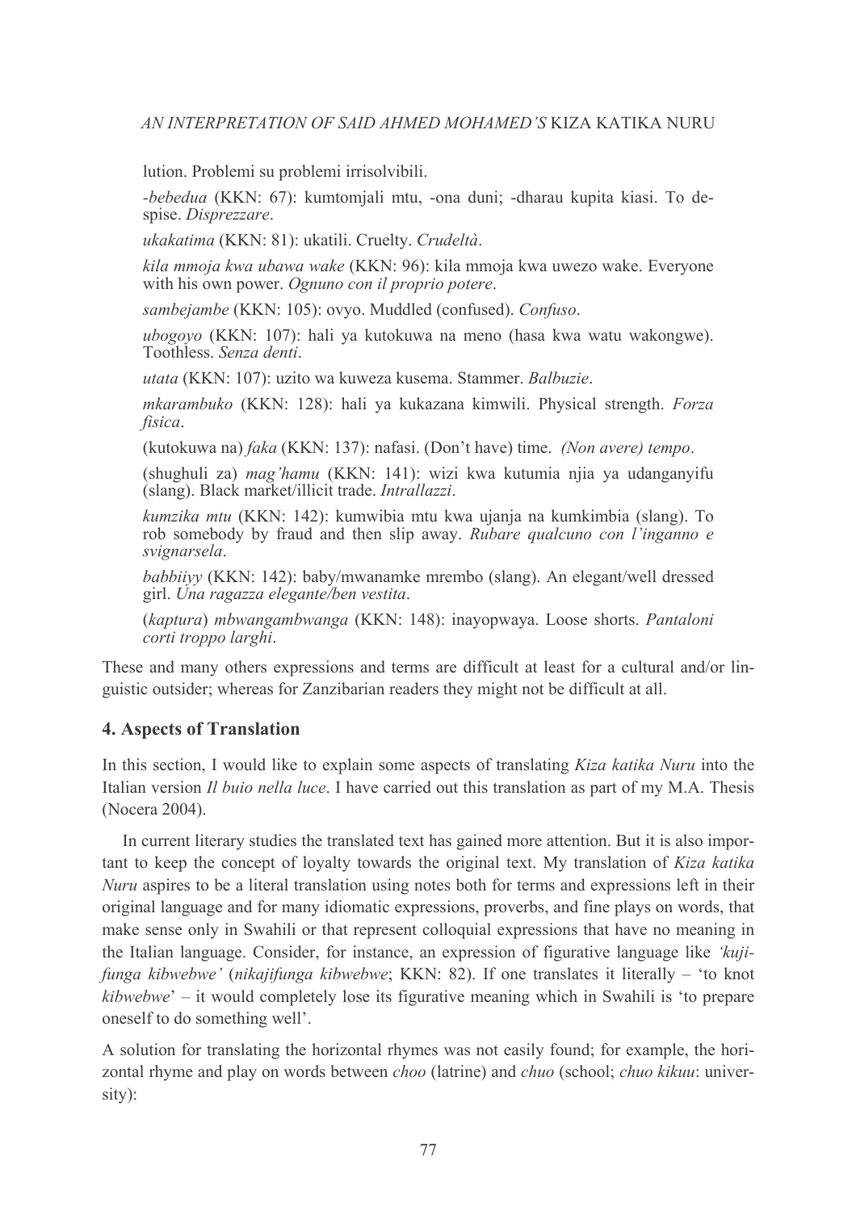lution. Problemi su problemi irrisolvibili.

*-bebedua* (KKN: 67): kumtomjali mtu, -ona duni; -dharau kupita kiasi. To despise. *Disprezzare*.

*ukakatima* (KKN: 81): ukatili. Cruelty. *Crudeltà*.

*kila mmoja kwa ubawa wake* (KKN: 96): kila mmoja kwa uwezo wake. Everyone with his own power. *Ognuno con il proprio potere*.

*sambejambe* (KKN: 105): ovyo. Muddled (confused). *Confuso*.

*ubogoyo* (KKN: 107): hali ya kutokuwa na meno (hasa kwa watu wakongwe). Toothless. *Senza denti*.

*utata* (KKN: 107): uzito wa kuweza kusema. Stammer. *Balbuzie*.

*mkarambuko* (KKN: 128): hali ya kukazana kimwili. Physical strength. *Forza fisica*.

(kutokuwa na) *faka* (KKN: 137): nafasi. (Don't have) time. *(Non avere) tempo*.

(shughuli za) *mag'hamu* (KKN: 141): wizi kwa kutumia njia ya udanganyifu (slang). Black market/illicit trade. *Intrallazzi*.

*kumzika mtu* (KKN: 142): kumwibia mtu kwa ujanja na kumkimbia (slang). To rob somebody by fraud and then slip away. *Rubare qualcuno con l'inganno e svignarsela*.

*babbiiyy* (KKN: 142): baby/mwanamke mrembo (slang). An elegant/well dressed girl. *Una ragazza elegante/ben vestita*.

(*kaptura*) *mbwangambwanga* (KKN: 148): inayopwaya. Loose shorts. *Pantaloni corti troppo larghi*.

These and many others expressions and terms are difficult at least for a cultural and/or linguistic outsider; whereas for Zanzibarian readers they might not be difficult at all.

## 4. Aspects of Translation

In this section, I would like to explain some aspects of translating *Kiza katika Nuru* into the Italian version *Il buio nella luce*. I have carried out this translation as part of my M.A. Thesis (Nocera 2004).

In current literary studies the translated text has gained more attention. But it is also important to keep the concept of loyalty towards the original text. My translation of *Kiza katika Nuru* aspires to be a literal translation using notes both for terms and expressions left in their original language and for many idiomatic expressions, proverbs, and fine plays on words, that make sense only in Swahili or that represent colloquial expressions that have no meaning in the Italian language. Consider, for instance, an expression of figurative language like *'kujifunga kibwebwe'* (*nikajifunga kibwebwe*; KKN: 82). If one translates it literally – 'to knot *kibwebwe*' – it would completely lose its figurative meaning which in Swahili is 'to prepare oneself to do something well'.

A solution for translating the horizontal rhymes was not easily found; for example, the horizontal rhyme and play on words between *choo* (latrine) and *chuo* (school; *chuo kikuu*: university):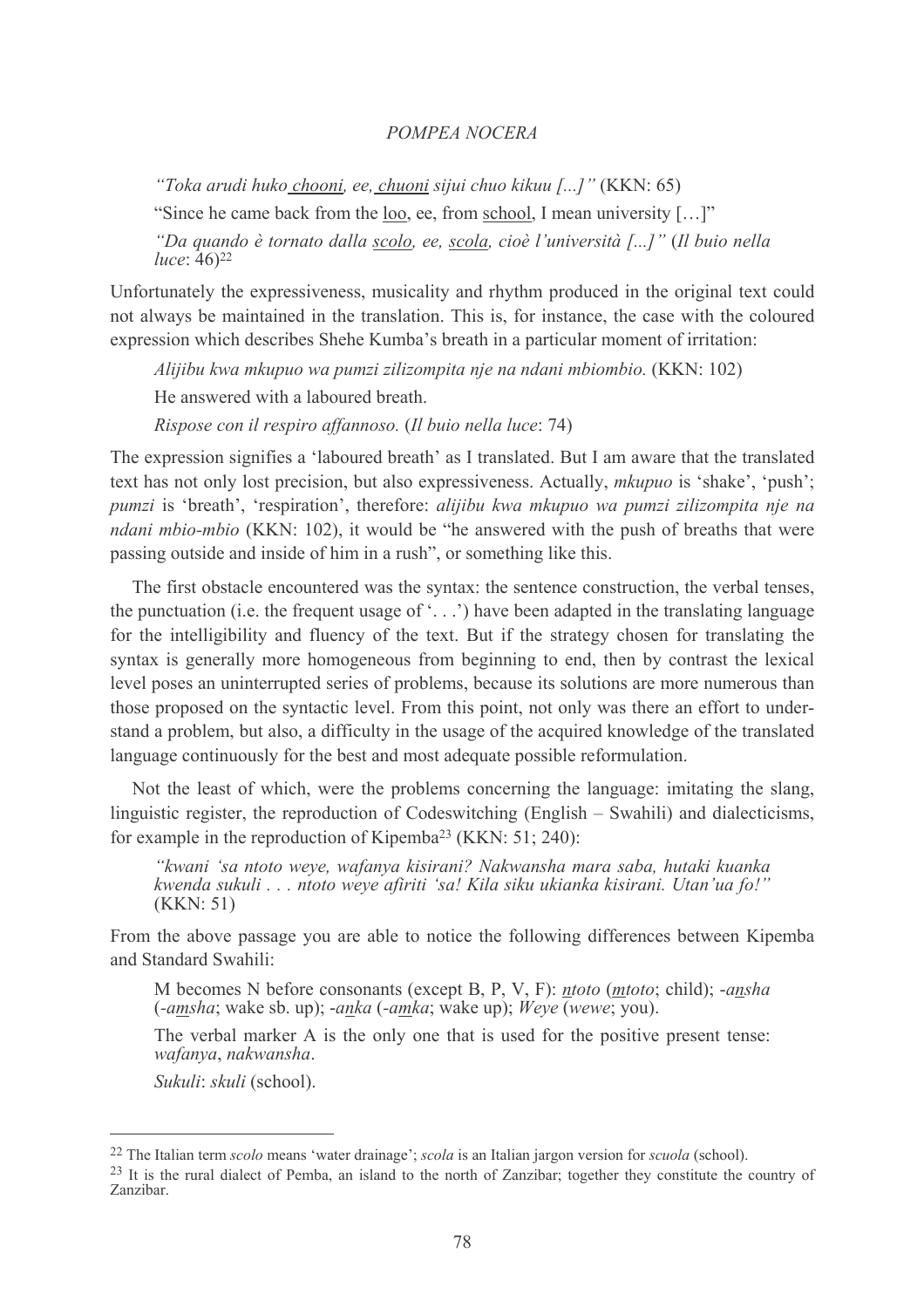*"Toka arudi huko chooni, ee, chuoni sijui chuo kikuu [...]"* (KKN: 65)

"Since he came back from the loo, ee, from school, I mean university […]"

*"Da quando è tornato dalla scolo, ee, scola, cioè l'università [...]"* (*Il buio nella luce*: 46)[22]

Unfortunately the expressiveness, musicality and rhythm produced in the original text could not always be maintained in the translation. This is, for instance, the case with the coloured expression which describes Shehe Kumba's breath in a particular moment of irritation:

*Alijibu kwa mkupuo wa pumzi zilizompita nje na ndani mbiombio.* (KKN: 102)

He answered with a laboured breath.

*Rispose con il respiro affannoso.* (*Il buio nella luce*: 74)

The expression signifies a 'laboured breath' as I translated. But I am aware that the translated text has not only lost precision, but also expressiveness. Actually, *mkupuo* is 'shake', 'push'; *pumzi* is 'breath', 'respiration', therefore: *alijibu kwa mkupuo wa pumzi zilizompita nje na ndani mbio-mbio* (KKN: 102), it would be "he answered with the push of breaths that were passing outside and inside of him in a rush", or something like this.

The first obstacle encountered was the syntax: the sentence construction, the verbal tenses, the punctuation (i.e. the frequent usage of '. . .') have been adapted in the translating language for the intelligibility and fluency of the text. But if the strategy chosen for translating the syntax is generally more homogeneous from beginning to end, then by contrast the lexical level poses an uninterrupted series of problems, because its solutions are more numerous than those proposed on the syntactic level. From this point, not only was there an effort to understand a problem, but also, a difficulty in the usage of the acquired knowledge of the translated language continuously for the best and most adequate possible reformulation.

Not the least of which, were the problems concerning the language: imitating the slang, linguistic register, the reproduction of Codeswitching (English – Swahili) and dialecticisms, for example in the reproduction of Kipemba[23] (KKN: 51; 240):

*"kwani 'sa ntoto weye, wafanya kisirani? Nakwansha mara saba, hutaki kuanka kwenda sukuli . . . ntoto weye afiriti 'sa! Kila siku ukianka kisirani. Utan'ua fo!"* (KKN: 51)

From the above passage you are able to notice the following differences between Kipemba and Standard Swahili:

M becomes N before consonants (except B, P, V, F): *ntoto* (*mtoto*; child); *-ansha* (*-amsha*; wake sb. up); *-anka* (*-amka*; wake up); *Weye* (*wewe*; you).

The verbal marker A is the only one that is used for the positive present tense: *wafanya*, *nakwansha*.

*Sukuli*: *skuli* (school).

---

[22] The Italian term *scolo* means 'water drainage'; *scola* is an Italian jargon version for *scuola* (school).

[23] It is the rural dialect of Pemba, an island to the north of Zanzibar; together they constitute the country of Zanzibar.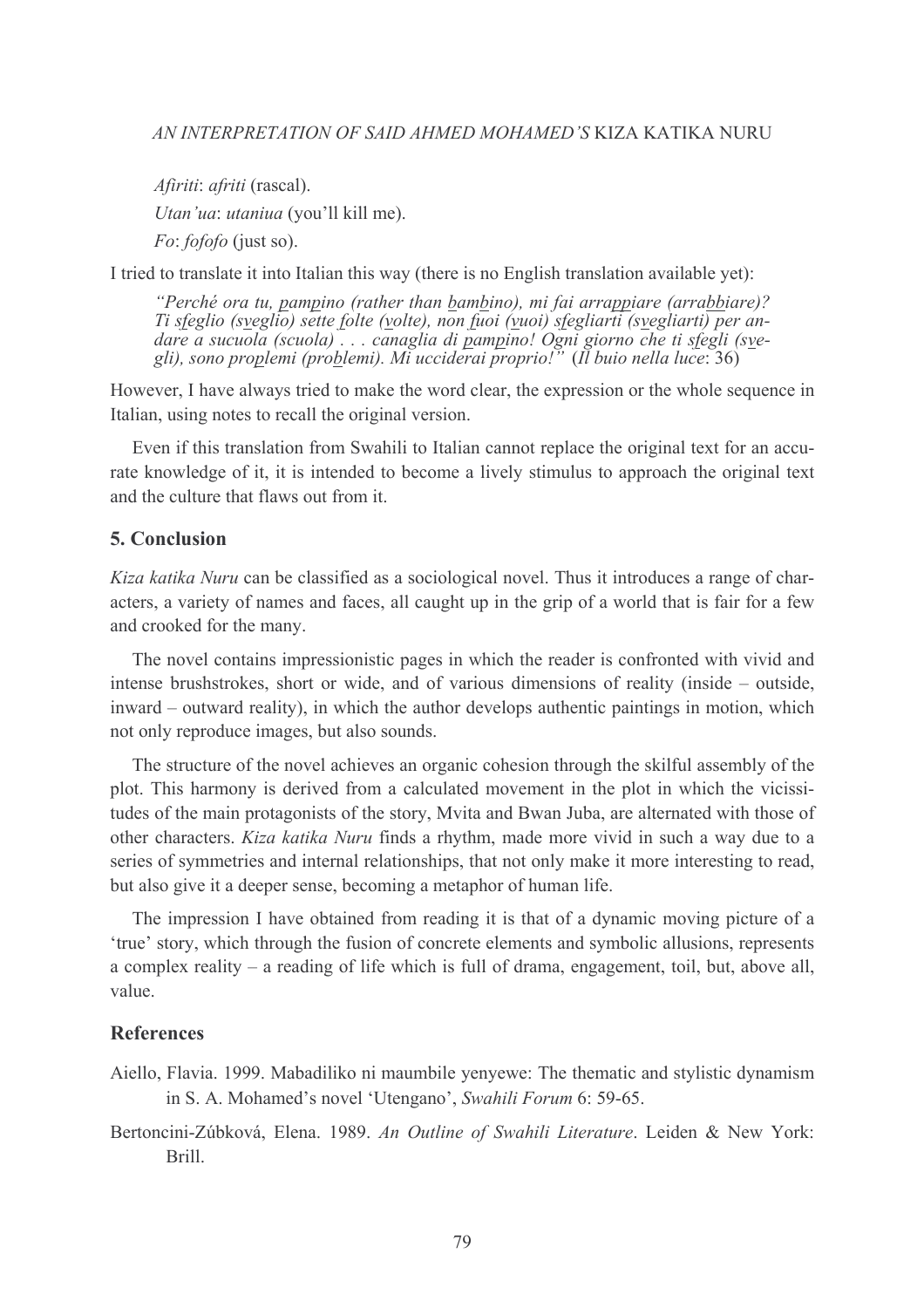*Afiriti*: *afriti* (rascal).

*Utan'ua*: *utaniua* (you'll kill me).

*Fo*: *fofofo* (just so).

I tried to translate it into Italian this way (there is no English translation available yet):

> *"Perché ora tu, pampino (rather than bambino), mi fai arrappiare (arrabbiare)? Ti sfeglio (sveglio) sette folte (volte), non fuoi (vuoi) sfegliarti (svegliarti) per andare a sucuola (scuola) . . . canaglia di pampino! Ogni giorno che ti sfegli (svegli), sono proplemi (problemi). Mi ucciderai proprio!"* (*Il buio nella luce*: 36)

However, I have always tried to make the word clear, the expression or the whole sequence in Italian, using notes to recall the original version.

Even if this translation from Swahili to Italian cannot replace the original text for an accurate knowledge of it, it is intended to become a lively stimulus to approach the original text and the culture that flaws out from it.

## 5. Conclusion

*Kiza katika Nuru* can be classified as a sociological novel. Thus it introduces a range of characters, a variety of names and faces, all caught up in the grip of a world that is fair for a few and crooked for the many.

The novel contains impressionistic pages in which the reader is confronted with vivid and intense brushstrokes, short or wide, and of various dimensions of reality (inside – outside, inward – outward reality), in which the author develops authentic paintings in motion, which not only reproduce images, but also sounds.

The structure of the novel achieves an organic cohesion through the skilful assembly of the plot. This harmony is derived from a calculated movement in the plot in which the vicissitudes of the main protagonists of the story, Mvita and Bwan Juba, are alternated with those of other characters. *Kiza katika Nuru* finds a rhythm, made more vivid in such a way due to a series of symmetries and internal relationships, that not only make it more interesting to read, but also give it a deeper sense, becoming a metaphor of human life.

The impression I have obtained from reading it is that of a dynamic moving picture of a 'true' story, which through the fusion of concrete elements and symbolic allusions, represents a complex reality – a reading of life which is full of drama, engagement, toil, but, above all, value.

## References

Aiello, Flavia. 1999. Mabadiliko ni maumbile yenyewe: The thematic and stylistic dynamism in S. A. Mohamed's novel 'Utengano', *Swahili Forum* 6: 59-65.

Bertoncini-Zúbková, Elena. 1989. *An Outline of Swahili Literature*. Leiden & New York: Brill.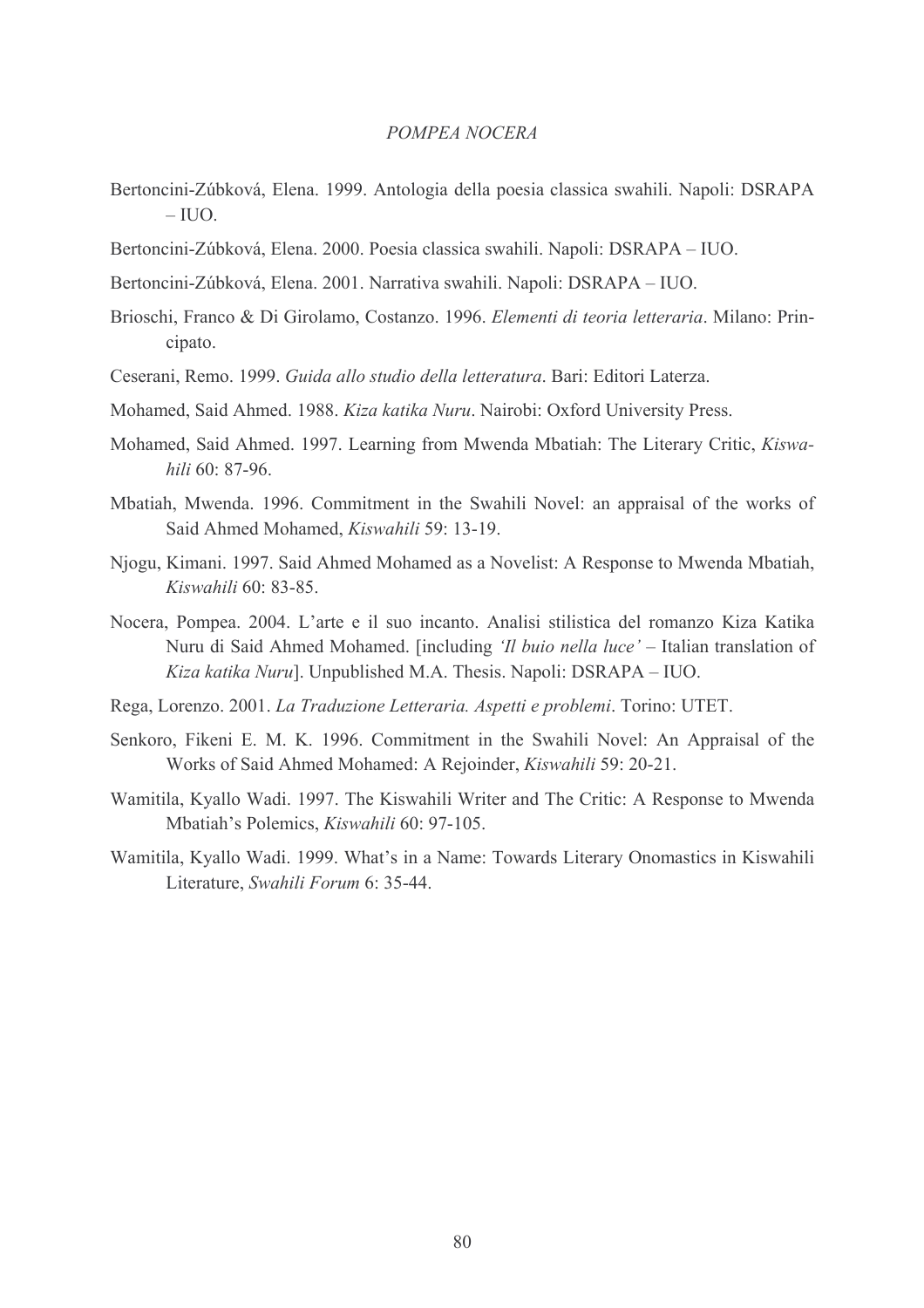Bertoncini-Zúbková, Elena. 1999. Antologia della poesia classica swahili. Napoli: DSRAPA – IUO.

Bertoncini-Zúbková, Elena. 2000. Poesia classica swahili. Napoli: DSRAPA – IUO.

Bertoncini-Zúbková, Elena. 2001. Narrativa swahili. Napoli: DSRAPA – IUO.

Brioschi, Franco & Di Girolamo, Costanzo. 1996. *Elementi di teoria letteraria*. Milano: Principato.

Ceserani, Remo. 1999. *Guida allo studio della letteratura*. Bari: Editori Laterza.

Mohamed, Said Ahmed. 1988. *Kiza katika Nuru*. Nairobi: Oxford University Press.

Mohamed, Said Ahmed. 1997. Learning from Mwenda Mbatiah: The Literary Critic, *Kiswahili* 60: 87-96.

Mbatiah, Mwenda. 1996. Commitment in the Swahili Novel: an appraisal of the works of Said Ahmed Mohamed, *Kiswahili* 59: 13-19.

Njogu, Kimani. 1997. Said Ahmed Mohamed as a Novelist: A Response to Mwenda Mbatiah, *Kiswahili* 60: 83-85.

Nocera, Pompea. 2004. L'arte e il suo incanto. Analisi stilistica del romanzo Kiza Katika Nuru di Said Ahmed Mohamed. [including *'Il buio nella luce'* – Italian translation of *Kiza katika Nuru*]. Unpublished M.A. Thesis. Napoli: DSRAPA – IUO.

Rega, Lorenzo. 2001. *La Traduzione Letteraria. Aspetti e problemi*. Torino: UTET.

Senkoro, Fikeni E. M. K. 1996. Commitment in the Swahili Novel: An Appraisal of the Works of Said Ahmed Mohamed: A Rejoinder, *Kiswahili* 59: 20-21.

Wamitila, Kyallo Wadi. 1997. The Kiswahili Writer and The Critic: A Response to Mwenda Mbatiah's Polemics, *Kiswahili* 60: 97-105.

Wamitila, Kyallo Wadi. 1999. What's in a Name: Towards Literary Onomastics in Kiswahili Literature, *Swahili Forum* 6: 35-44.